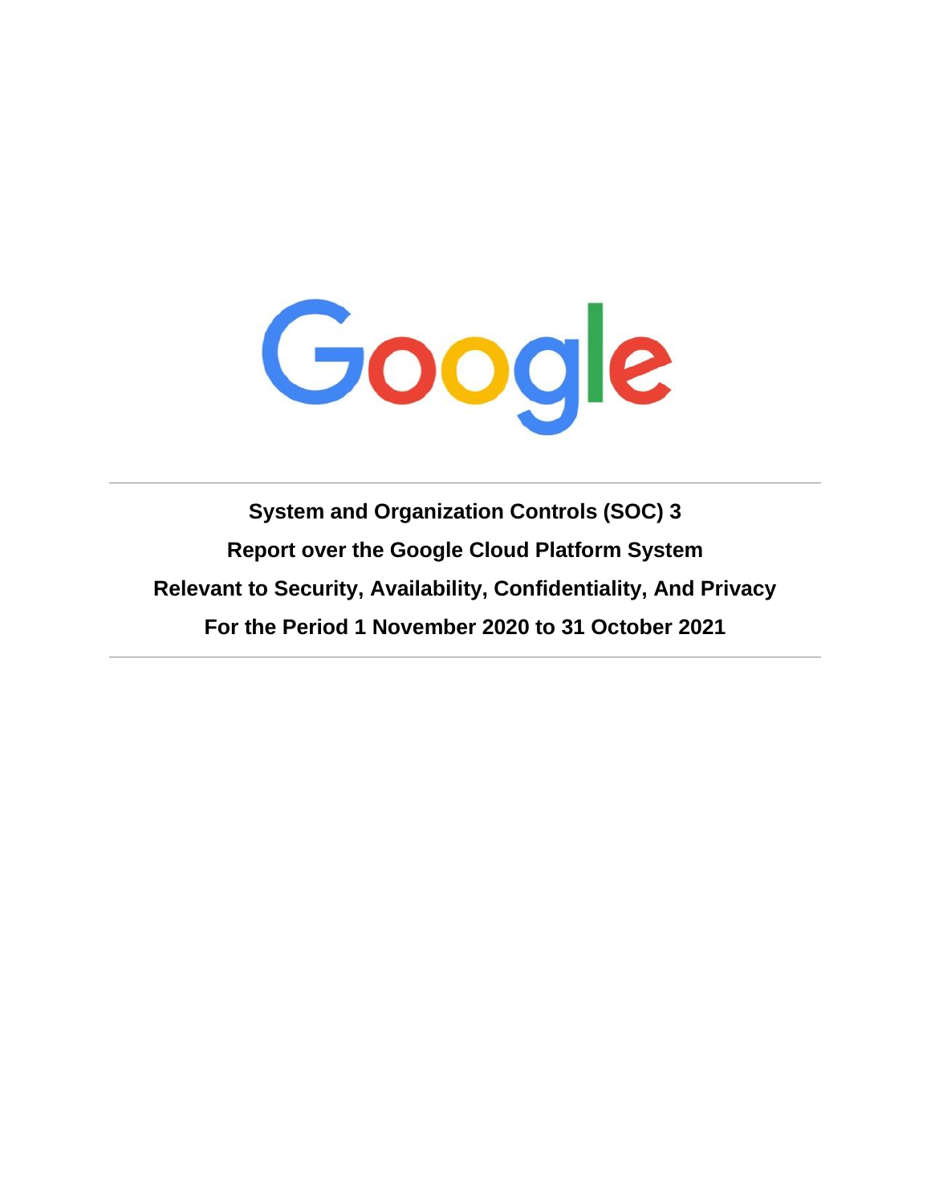# System and Organization Controls (SOC) 3

# Report over the Google Cloud Platform System

# Relevant to Security, Availability, Confidentiality, And Privacy

# For the Period 1 November 2020 to 31 October 2021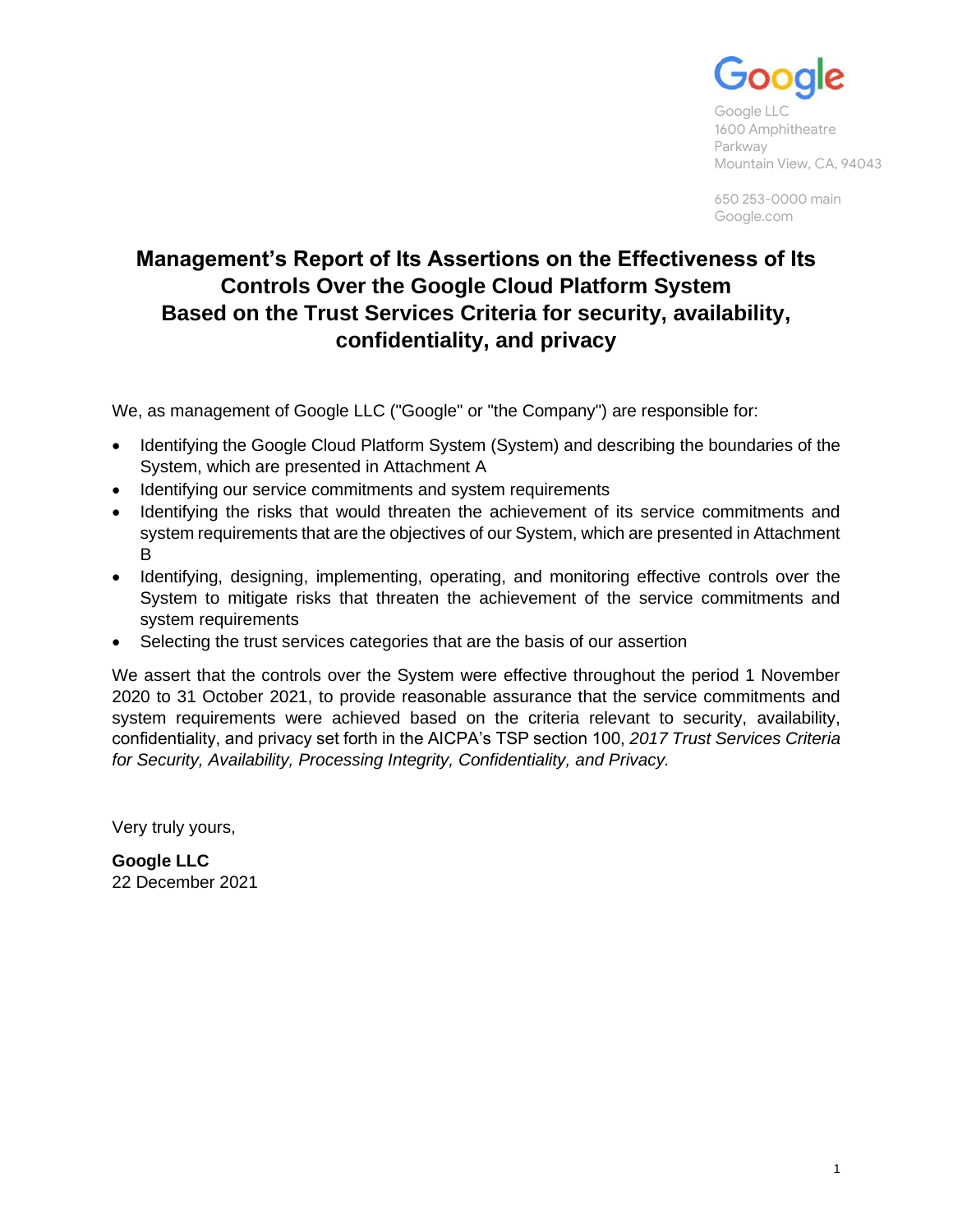Google LLC
1600 Amphitheatre Parkway
Mountain View, CA, 94043

650 253-0000 main
Google.com

# Management's Report of Its Assertions on the Effectiveness of Its Controls Over the Google Cloud Platform System Based on the Trust Services Criteria for security, availability, confidentiality, and privacy

We, as management of Google LLC ("Google" or "the Company") are responsible for:

- Identifying the Google Cloud Platform System (System) and describing the boundaries of the System, which are presented in Attachment A
- Identifying our service commitments and system requirements
- Identifying the risks that would threaten the achievement of its service commitments and system requirements that are the objectives of our System, which are presented in Attachment B
- Identifying, designing, implementing, operating, and monitoring effective controls over the System to mitigate risks that threaten the achievement of the service commitments and system requirements
- Selecting the trust services categories that are the basis of our assertion

We assert that the controls over the System were effective throughout the period 1 November 2020 to 31 October 2021, to provide reasonable assurance that the service commitments and system requirements were achieved based on the criteria relevant to security, availability, confidentiality, and privacy set forth in the AICPA's TSP section 100, *2017 Trust Services Criteria for Security, Availability, Processing Integrity, Confidentiality, and Privacy.*

Very truly yours,

**Google LLC**
22 December 2021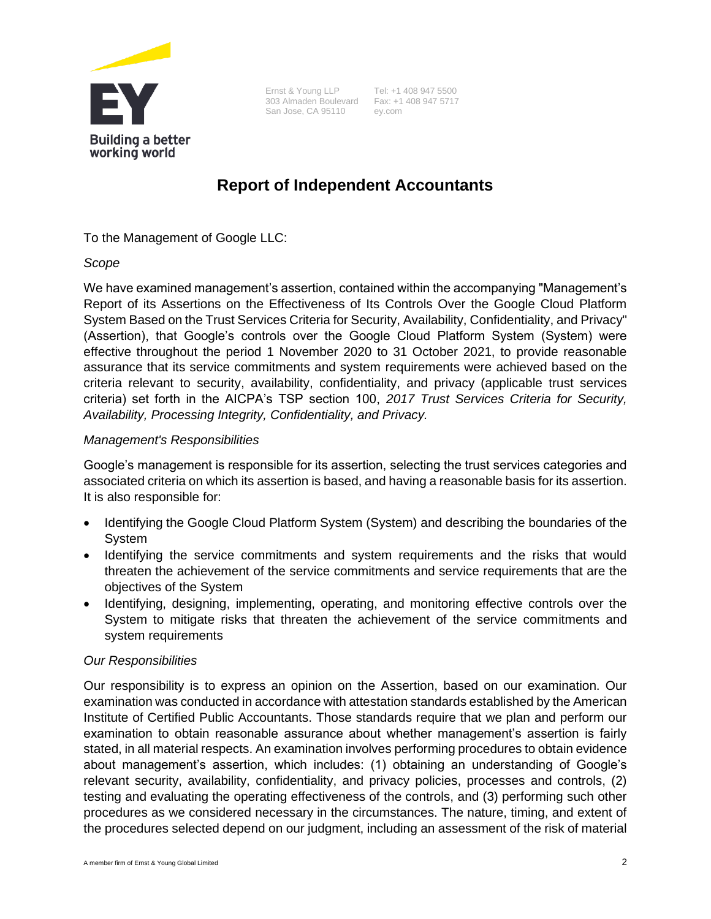Ernst & Young LLP
303 Almaden Boulevard
San Jose, CA 95110

Tel: +1 408 947 5500
Fax: +1 408 947 5717
ey.com

# Report of Independent Accountants

To the Management of Google LLC:

*Scope*

We have examined management's assertion, contained within the accompanying "Management's Report of its Assertions on the Effectiveness of Its Controls Over the Google Cloud Platform System Based on the Trust Services Criteria for Security, Availability, Confidentiality, and Privacy" (Assertion), that Google's controls over the Google Cloud Platform System (System) were effective throughout the period 1 November 2020 to 31 October 2021, to provide reasonable assurance that its service commitments and system requirements were achieved based on the criteria relevant to security, availability, confidentiality, and privacy (applicable trust services criteria) set forth in the AICPA's TSP section 100, *2017 Trust Services Criteria for Security, Availability, Processing Integrity, Confidentiality, and Privacy.*

*Management's Responsibilities*

Google's management is responsible for its assertion, selecting the trust services categories and associated criteria on which its assertion is based, and having a reasonable basis for its assertion. It is also responsible for:

- Identifying the Google Cloud Platform System (System) and describing the boundaries of the System
- Identifying the service commitments and system requirements and the risks that would threaten the achievement of the service commitments and service requirements that are the objectives of the System
- Identifying, designing, implementing, operating, and monitoring effective controls over the System to mitigate risks that threaten the achievement of the service commitments and system requirements

*Our Responsibilities*

Our responsibility is to express an opinion on the Assertion, based on our examination. Our examination was conducted in accordance with attestation standards established by the American Institute of Certified Public Accountants. Those standards require that we plan and perform our examination to obtain reasonable assurance about whether management's assertion is fairly stated, in all material respects. An examination involves performing procedures to obtain evidence about management's assertion, which includes: (1) obtaining an understanding of Google's relevant security, availability, confidentiality, and privacy policies, processes and controls, (2) testing and evaluating the operating effectiveness of the controls, and (3) performing such other procedures as we considered necessary in the circumstances. The nature, timing, and extent of the procedures selected depend on our judgment, including an assessment of the risk of material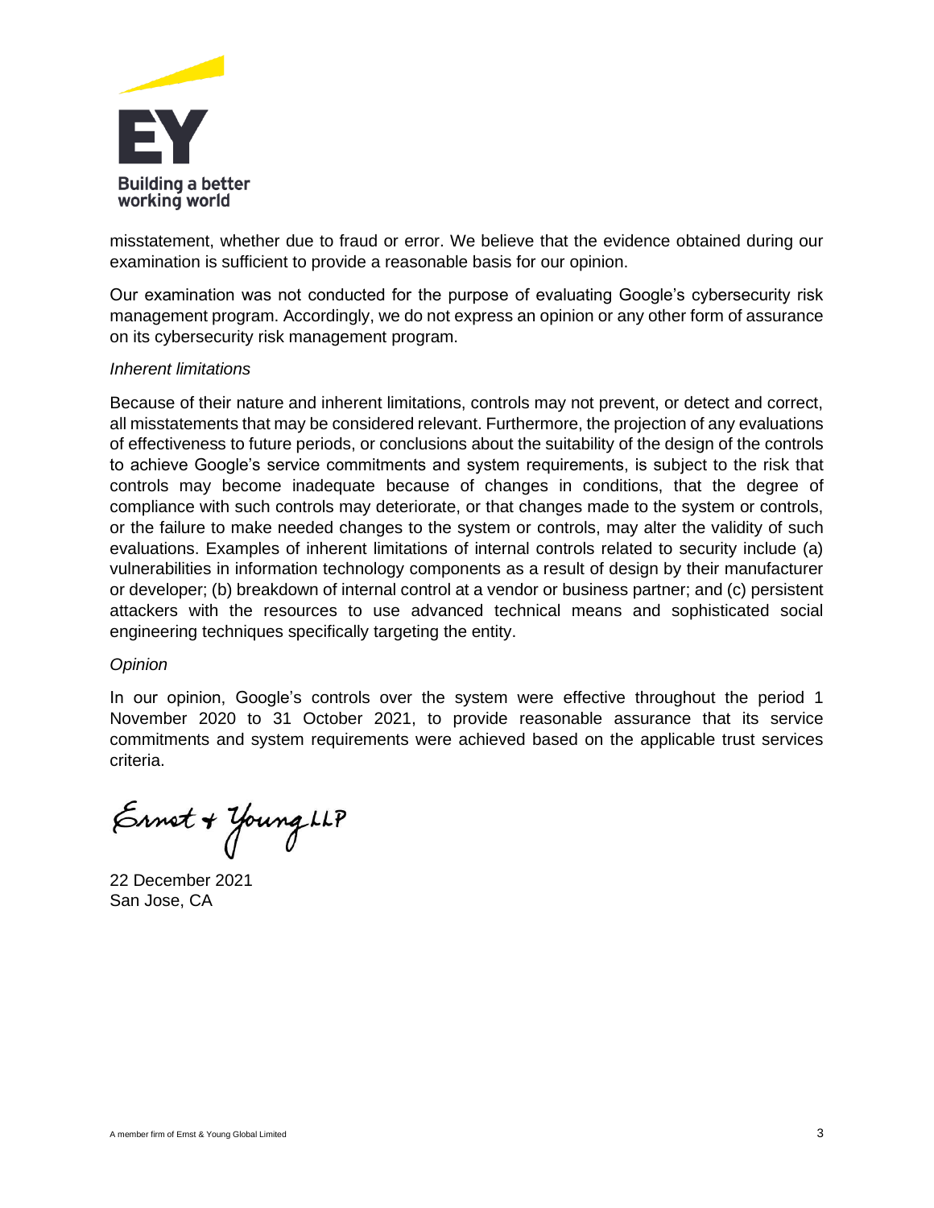misstatement, whether due to fraud or error. We believe that the evidence obtained during our examination is sufficient to provide a reasonable basis for our opinion.

Our examination was not conducted for the purpose of evaluating Google's cybersecurity risk management program. Accordingly, we do not express an opinion or any other form of assurance on its cybersecurity risk management program.

*Inherent limitations*

Because of their nature and inherent limitations, controls may not prevent, or detect and correct, all misstatements that may be considered relevant. Furthermore, the projection of any evaluations of effectiveness to future periods, or conclusions about the suitability of the design of the controls to achieve Google's service commitments and system requirements, is subject to the risk that controls may become inadequate because of changes in conditions, that the degree of compliance with such controls may deteriorate, or that changes made to the system or controls, or the failure to make needed changes to the system or controls, may alter the validity of such evaluations. Examples of inherent limitations of internal controls related to security include (a) vulnerabilities in information technology components as a result of design by their manufacturer or developer; (b) breakdown of internal control at a vendor or business partner; and (c) persistent attackers with the resources to use advanced technical means and sophisticated social engineering techniques specifically targeting the entity.

*Opinion*

In our opinion, Google's controls over the system were effective throughout the period 1 November 2020 to 31 October 2021, to provide reasonable assurance that its service commitments and system requirements were achieved based on the applicable trust services criteria.

Ernst & Young LLP

22 December 2021
San Jose, CA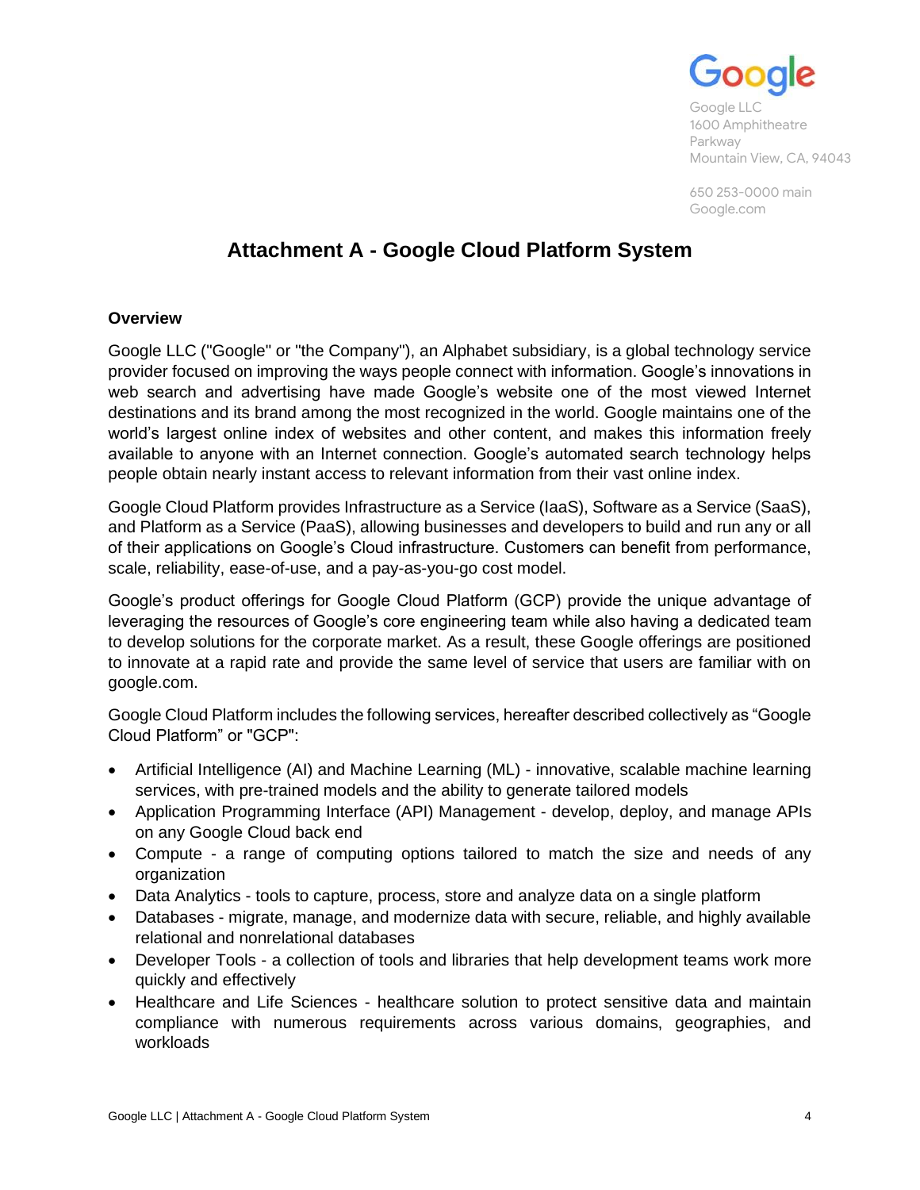Google LLC
1600 Amphitheatre Parkway
Mountain View, CA, 94043

650 253-0000 main
Google.com

# Attachment A - Google Cloud Platform System

## Overview

Google LLC ("Google" or "the Company"), an Alphabet subsidiary, is a global technology service provider focused on improving the ways people connect with information. Google's innovations in web search and advertising have made Google's website one of the most viewed Internet destinations and its brand among the most recognized in the world. Google maintains one of the world's largest online index of websites and other content, and makes this information freely available to anyone with an Internet connection. Google's automated search technology helps people obtain nearly instant access to relevant information from their vast online index.

Google Cloud Platform provides Infrastructure as a Service (IaaS), Software as a Service (SaaS), and Platform as a Service (PaaS), allowing businesses and developers to build and run any or all of their applications on Google's Cloud infrastructure. Customers can benefit from performance, scale, reliability, ease-of-use, and a pay-as-you-go cost model.

Google's product offerings for Google Cloud Platform (GCP) provide the unique advantage of leveraging the resources of Google's core engineering team while also having a dedicated team to develop solutions for the corporate market. As a result, these Google offerings are positioned to innovate at a rapid rate and provide the same level of service that users are familiar with on google.com.

Google Cloud Platform includes the following services, hereafter described collectively as "Google Cloud Platform" or "GCP":

- Artificial Intelligence (AI) and Machine Learning (ML) - innovative, scalable machine learning services, with pre-trained models and the ability to generate tailored models
- Application Programming Interface (API) Management - develop, deploy, and manage APIs on any Google Cloud back end
- Compute - a range of computing options tailored to match the size and needs of any organization
- Data Analytics - tools to capture, process, store and analyze data on a single platform
- Databases - migrate, manage, and modernize data with secure, reliable, and highly available relational and nonrelational databases
- Developer Tools - a collection of tools and libraries that help development teams work more quickly and effectively
- Healthcare and Life Sciences - healthcare solution to protect sensitive data and maintain compliance with numerous requirements across various domains, geographies, and workloads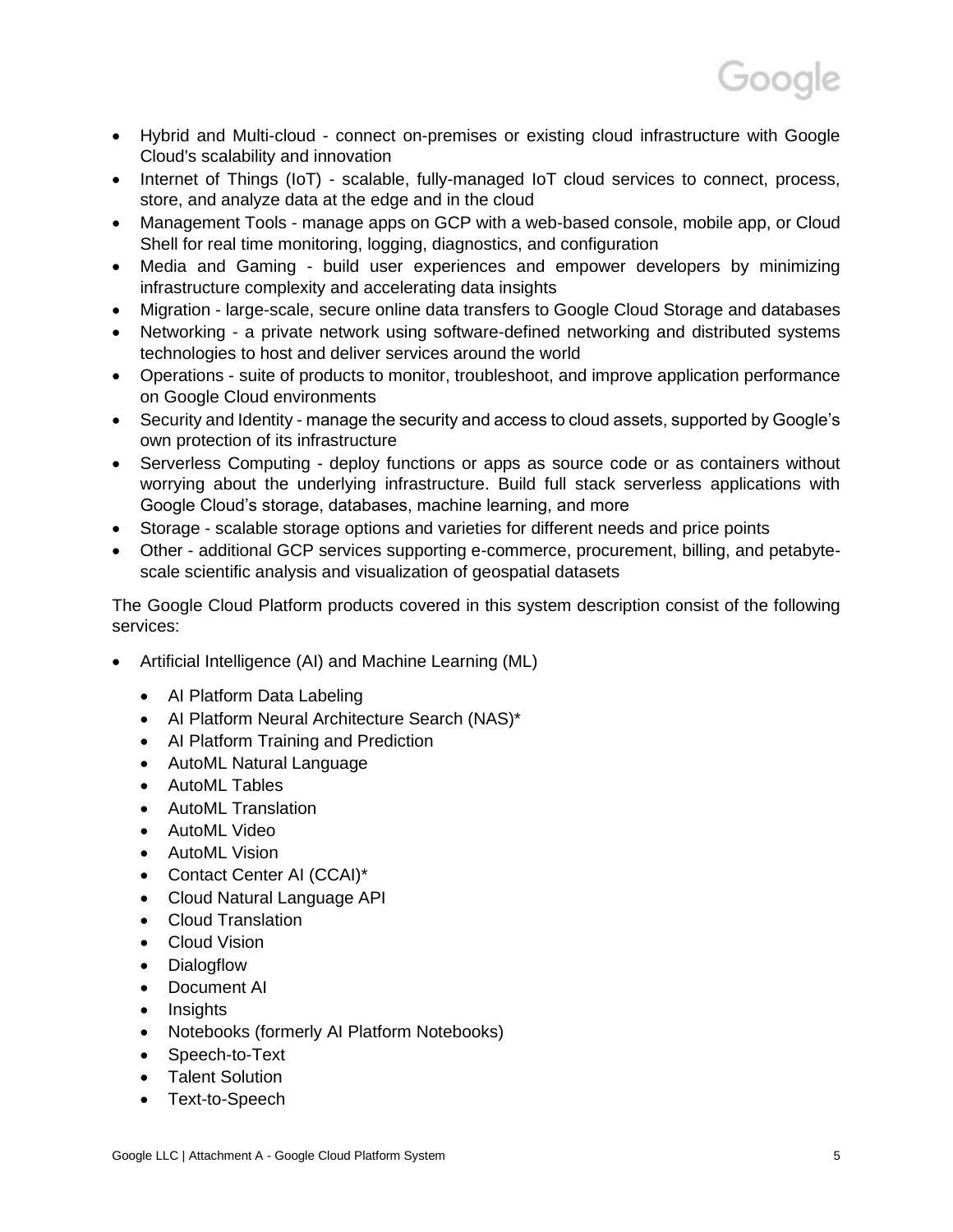- Hybrid and Multi-cloud - connect on-premises or existing cloud infrastructure with Google Cloud's scalability and innovation
- Internet of Things (IoT) - scalable, fully-managed IoT cloud services to connect, process, store, and analyze data at the edge and in the cloud
- Management Tools - manage apps on GCP with a web-based console, mobile app, or Cloud Shell for real time monitoring, logging, diagnostics, and configuration
- Media and Gaming - build user experiences and empower developers by minimizing infrastructure complexity and accelerating data insights
- Migration - large-scale, secure online data transfers to Google Cloud Storage and databases
- Networking - a private network using software-defined networking and distributed systems technologies to host and deliver services around the world
- Operations - suite of products to monitor, troubleshoot, and improve application performance on Google Cloud environments
- Security and Identity - manage the security and access to cloud assets, supported by Google's own protection of its infrastructure
- Serverless Computing - deploy functions or apps as source code or as containers without worrying about the underlying infrastructure. Build full stack serverless applications with Google Cloud's storage, databases, machine learning, and more
- Storage - scalable storage options and varieties for different needs and price points
- Other - additional GCP services supporting e-commerce, procurement, billing, and petabyte-scale scientific analysis and visualization of geospatial datasets

The Google Cloud Platform products covered in this system description consist of the following services:

- Artificial Intelligence (AI) and Machine Learning (ML)
  - AI Platform Data Labeling
  - AI Platform Neural Architecture Search (NAS)*
  - AI Platform Training and Prediction
  - AutoML Natural Language
  - AutoML Tables
  - AutoML Translation
  - AutoML Video
  - AutoML Vision
  - Contact Center AI (CCAI)*
  - Cloud Natural Language API
  - Cloud Translation
  - Cloud Vision
  - Dialogflow
  - Document AI
  - Insights
  - Notebooks (formerly AI Platform Notebooks)
  - Speech-to-Text
  - Talent Solution
  - Text-to-Speech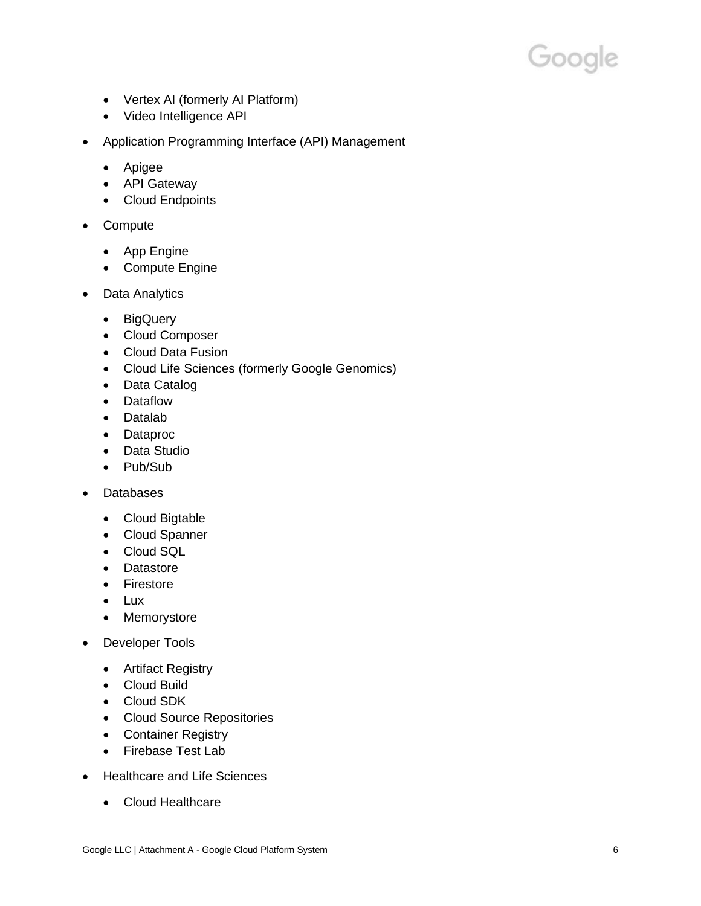- Vertex AI (formerly AI Platform)
  - Video Intelligence API

- Application Programming Interface (API) Management

  - Apigee
  - API Gateway
  - Cloud Endpoints

- Compute

  - App Engine
  - Compute Engine

- Data Analytics

  - BigQuery
  - Cloud Composer
  - Cloud Data Fusion
  - Cloud Life Sciences (formerly Google Genomics)
  - Data Catalog
  - Dataflow
  - Datalab
  - Dataproc
  - Data Studio
  - Pub/Sub

- Databases

  - Cloud Bigtable
  - Cloud Spanner
  - Cloud SQL
  - Datastore
  - Firestore
  - Lux
  - Memorystore

- Developer Tools

  - Artifact Registry
  - Cloud Build
  - Cloud SDK
  - Cloud Source Repositories
  - Container Registry
  - Firebase Test Lab

- Healthcare and Life Sciences

  - Cloud Healthcare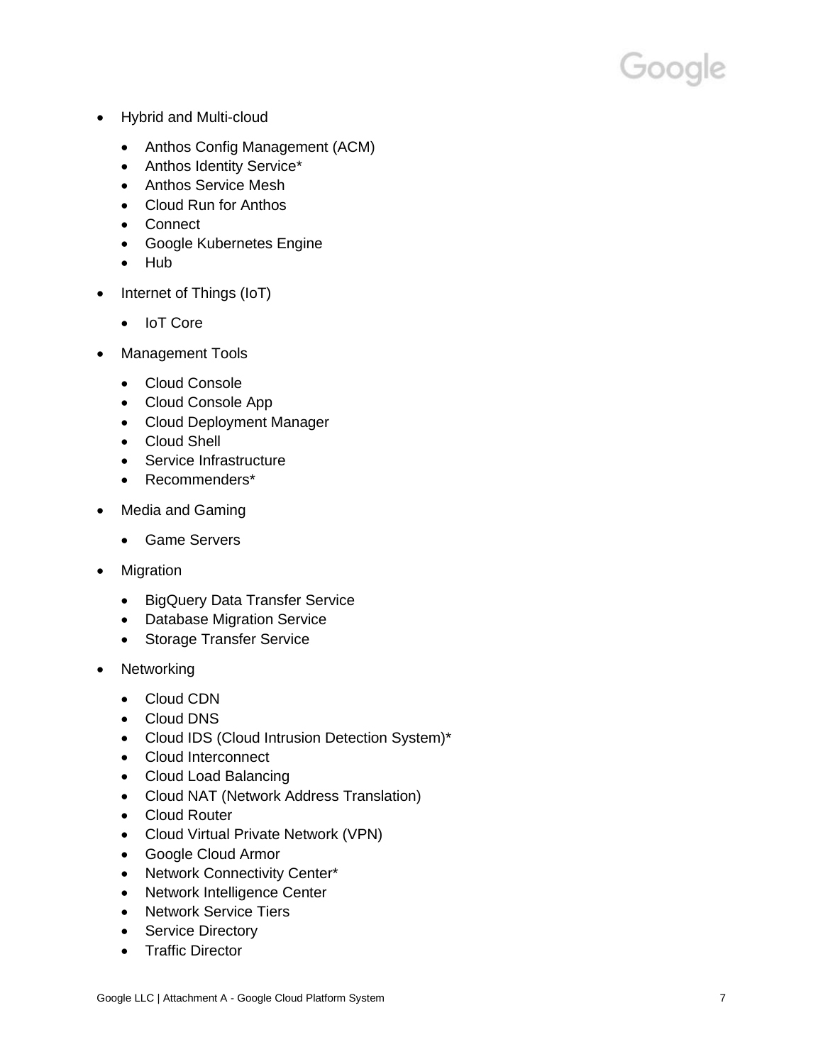- Hybrid and Multi-cloud
  - Anthos Config Management (ACM)
  - Anthos Identity Service*
  - Anthos Service Mesh
  - Cloud Run for Anthos
  - Connect
  - Google Kubernetes Engine
  - Hub
- Internet of Things (IoT)
  - IoT Core
- Management Tools
  - Cloud Console
  - Cloud Console App
  - Cloud Deployment Manager
  - Cloud Shell
  - Service Infrastructure
  - Recommenders*
- Media and Gaming
  - Game Servers
- Migration
  - BigQuery Data Transfer Service
  - Database Migration Service
  - Storage Transfer Service
- Networking
  - Cloud CDN
  - Cloud DNS
  - Cloud IDS (Cloud Intrusion Detection System)*
  - Cloud Interconnect
  - Cloud Load Balancing
  - Cloud NAT (Network Address Translation)
  - Cloud Router
  - Cloud Virtual Private Network (VPN)
  - Google Cloud Armor
  - Network Connectivity Center*
  - Network Intelligence Center
  - Network Service Tiers
  - Service Directory
  - Traffic Director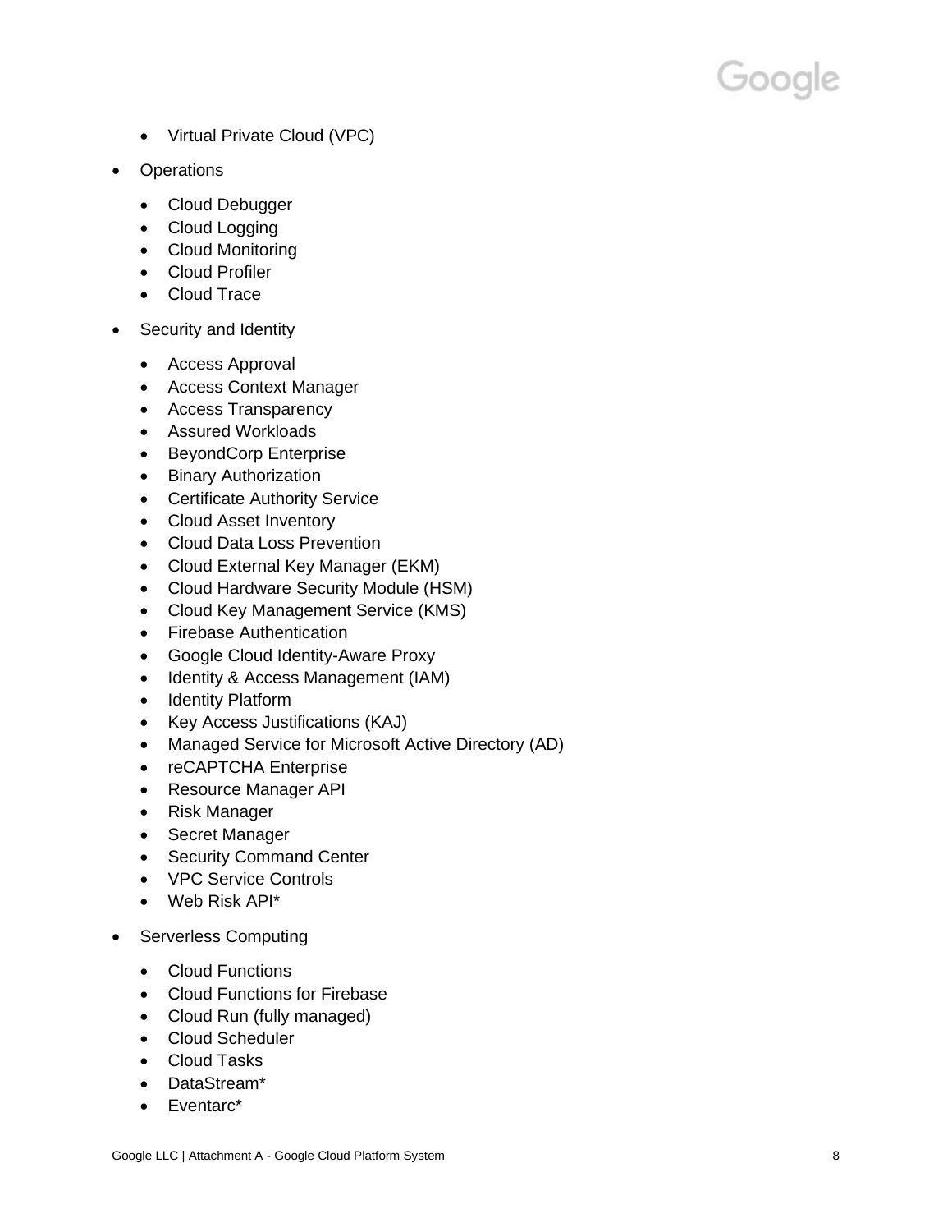- Virtual Private Cloud (VPC)
- Operations
  - Cloud Debugger
  - Cloud Logging
  - Cloud Monitoring
  - Cloud Profiler
  - Cloud Trace
- Security and Identity
  - Access Approval
  - Access Context Manager
  - Access Transparency
  - Assured Workloads
  - BeyondCorp Enterprise
  - Binary Authorization
  - Certificate Authority Service
  - Cloud Asset Inventory
  - Cloud Data Loss Prevention
  - Cloud External Key Manager (EKM)
  - Cloud Hardware Security Module (HSM)
  - Cloud Key Management Service (KMS)
  - Firebase Authentication
  - Google Cloud Identity-Aware Proxy
  - Identity & Access Management (IAM)
  - Identity Platform
  - Key Access Justifications (KAJ)
  - Managed Service for Microsoft Active Directory (AD)
  - reCAPTCHA Enterprise
  - Resource Manager API
  - Risk Manager
  - Secret Manager
  - Security Command Center
  - VPC Service Controls
  - Web Risk API*
- Serverless Computing
  - Cloud Functions
  - Cloud Functions for Firebase
  - Cloud Run (fully managed)
  - Cloud Scheduler
  - Cloud Tasks
  - DataStream*
  - Eventarc*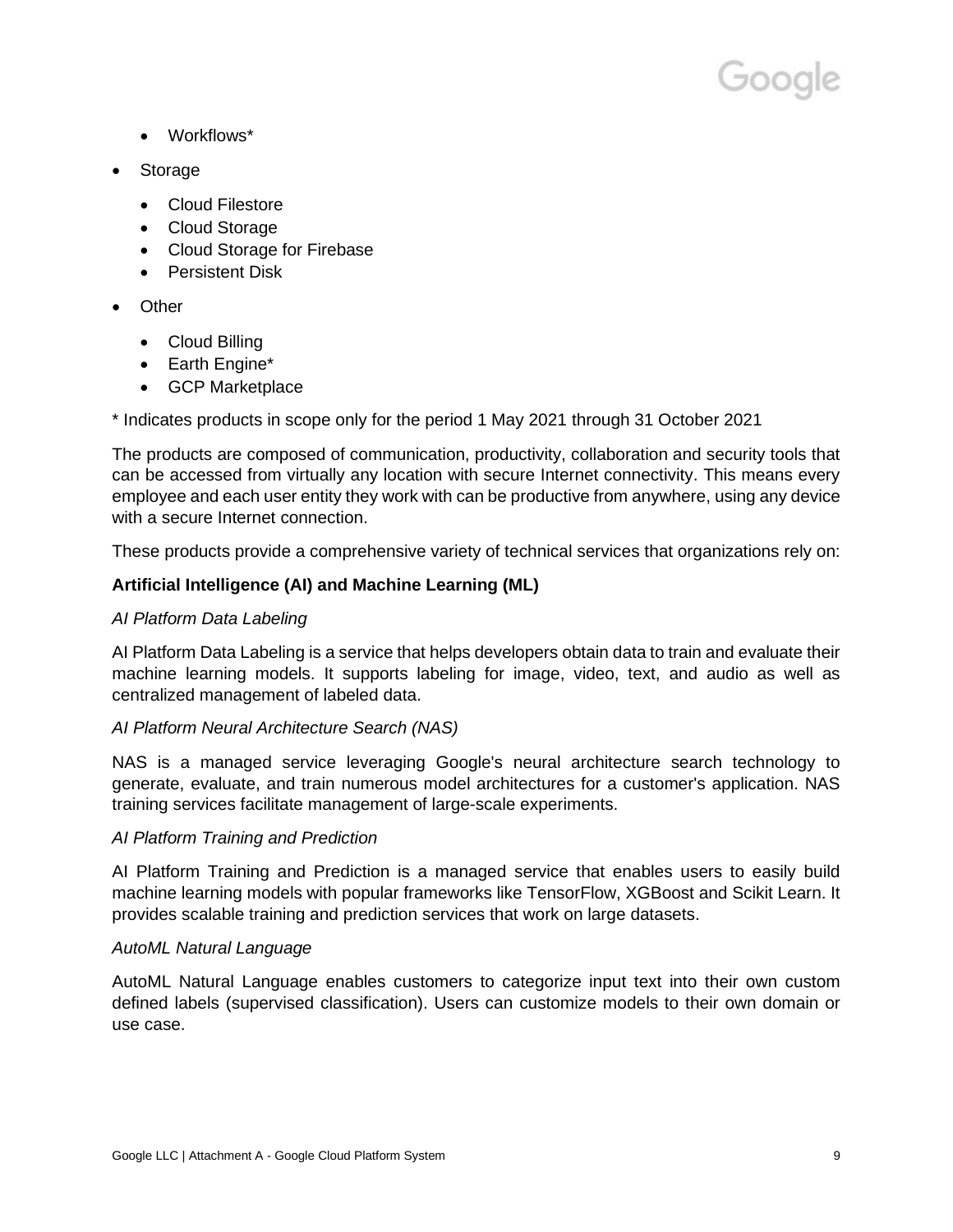- Workflows*

- Storage
  - Cloud Filestore
  - Cloud Storage
  - Cloud Storage for Firebase
  - Persistent Disk

- Other
  - Cloud Billing
  - Earth Engine*
  - GCP Marketplace

* Indicates products in scope only for the period 1 May 2021 through 31 October 2021

The products are composed of communication, productivity, collaboration and security tools that can be accessed from virtually any location with secure Internet connectivity. This means every employee and each user entity they work with can be productive from anywhere, using any device with a secure Internet connection.

These products provide a comprehensive variety of technical services that organizations rely on:

**Artificial Intelligence (AI) and Machine Learning (ML)**

*AI Platform Data Labeling*

AI Platform Data Labeling is a service that helps developers obtain data to train and evaluate their machine learning models. It supports labeling for image, video, text, and audio as well as centralized management of labeled data.

*AI Platform Neural Architecture Search (NAS)*

NAS is a managed service leveraging Google's neural architecture search technology to generate, evaluate, and train numerous model architectures for a customer's application. NAS training services facilitate management of large-scale experiments.

*AI Platform Training and Prediction*

AI Platform Training and Prediction is a managed service that enables users to easily build machine learning models with popular frameworks like TensorFlow, XGBoost and Scikit Learn. It provides scalable training and prediction services that work on large datasets.

*AutoML Natural Language*

AutoML Natural Language enables customers to categorize input text into their own custom defined labels (supervised classification). Users can customize models to their own domain or use case.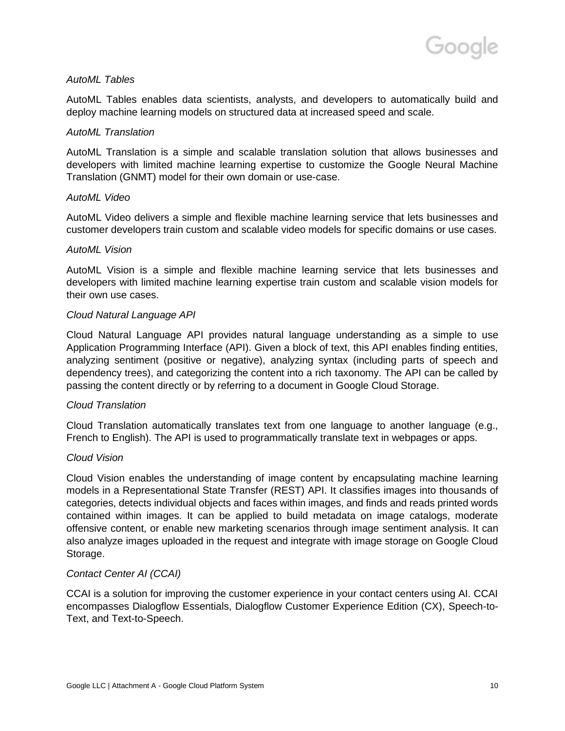*AutoML Tables*

AutoML Tables enables data scientists, analysts, and developers to automatically build and deploy machine learning models on structured data at increased speed and scale.

*AutoML Translation*

AutoML Translation is a simple and scalable translation solution that allows businesses and developers with limited machine learning expertise to customize the Google Neural Machine Translation (GNMT) model for their own domain or use-case.

*AutoML Video*

AutoML Video delivers a simple and flexible machine learning service that lets businesses and customer developers train custom and scalable video models for specific domains or use cases.

*AutoML Vision*

AutoML Vision is a simple and flexible machine learning service that lets businesses and developers with limited machine learning expertise train custom and scalable vision models for their own use cases.

*Cloud Natural Language API*

Cloud Natural Language API provides natural language understanding as a simple to use Application Programming Interface (API). Given a block of text, this API enables finding entities, analyzing sentiment (positive or negative), analyzing syntax (including parts of speech and dependency trees), and categorizing the content into a rich taxonomy. The API can be called by passing the content directly or by referring to a document in Google Cloud Storage.

*Cloud Translation*

Cloud Translation automatically translates text from one language to another language (e.g., French to English). The API is used to programmatically translate text in webpages or apps.

*Cloud Vision*

Cloud Vision enables the understanding of image content by encapsulating machine learning models in a Representational State Transfer (REST) API. It classifies images into thousands of categories, detects individual objects and faces within images, and finds and reads printed words contained within images. It can be applied to build metadata on image catalogs, moderate offensive content, or enable new marketing scenarios through image sentiment analysis. It can also analyze images uploaded in the request and integrate with image storage on Google Cloud Storage.

*Contact Center AI (CCAI)*

CCAI is a solution for improving the customer experience in your contact centers using AI. CCAI encompasses Dialogflow Essentials, Dialogflow Customer Experience Edition (CX), Speech-to-Text, and Text-to-Speech.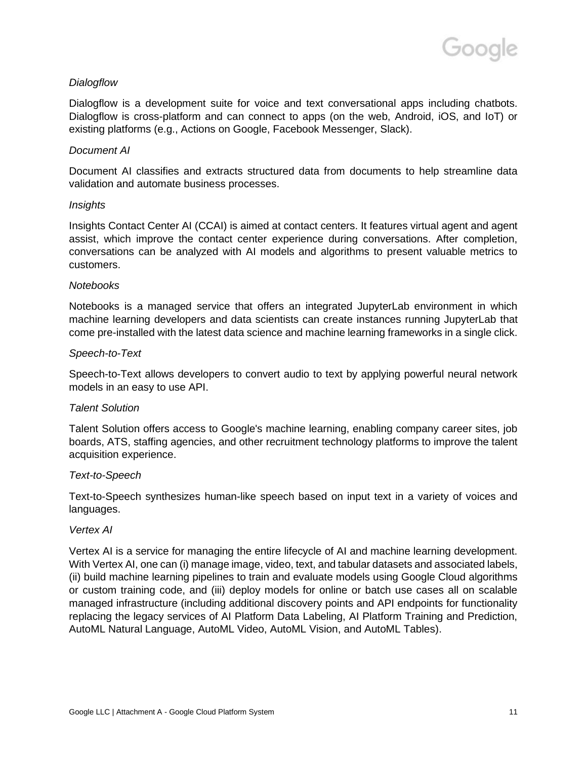*Dialogflow*

Dialogflow is a development suite for voice and text conversational apps including chatbots. Dialogflow is cross-platform and can connect to apps (on the web, Android, iOS, and IoT) or existing platforms (e.g., Actions on Google, Facebook Messenger, Slack).

*Document AI*

Document AI classifies and extracts structured data from documents to help streamline data validation and automate business processes.

*Insights*

Insights Contact Center AI (CCAI) is aimed at contact centers. It features virtual agent and agent assist, which improve the contact center experience during conversations. After completion, conversations can be analyzed with AI models and algorithms to present valuable metrics to customers.

*Notebooks*

Notebooks is a managed service that offers an integrated JupyterLab environment in which machine learning developers and data scientists can create instances running JupyterLab that come pre-installed with the latest data science and machine learning frameworks in a single click.

*Speech-to-Text*

Speech-to-Text allows developers to convert audio to text by applying powerful neural network models in an easy to use API.

*Talent Solution*

Talent Solution offers access to Google's machine learning, enabling company career sites, job boards, ATS, staffing agencies, and other recruitment technology platforms to improve the talent acquisition experience.

*Text-to-Speech*

Text-to-Speech synthesizes human-like speech based on input text in a variety of voices and languages.

*Vertex AI*

Vertex AI is a service for managing the entire lifecycle of AI and machine learning development. With Vertex AI, one can (i) manage image, video, text, and tabular datasets and associated labels, (ii) build machine learning pipelines to train and evaluate models using Google Cloud algorithms or custom training code, and (iii) deploy models for online or batch use cases all on scalable managed infrastructure (including additional discovery points and API endpoints for functionality replacing the legacy services of AI Platform Data Labeling, AI Platform Training and Prediction, AutoML Natural Language, AutoML Video, AutoML Vision, and AutoML Tables).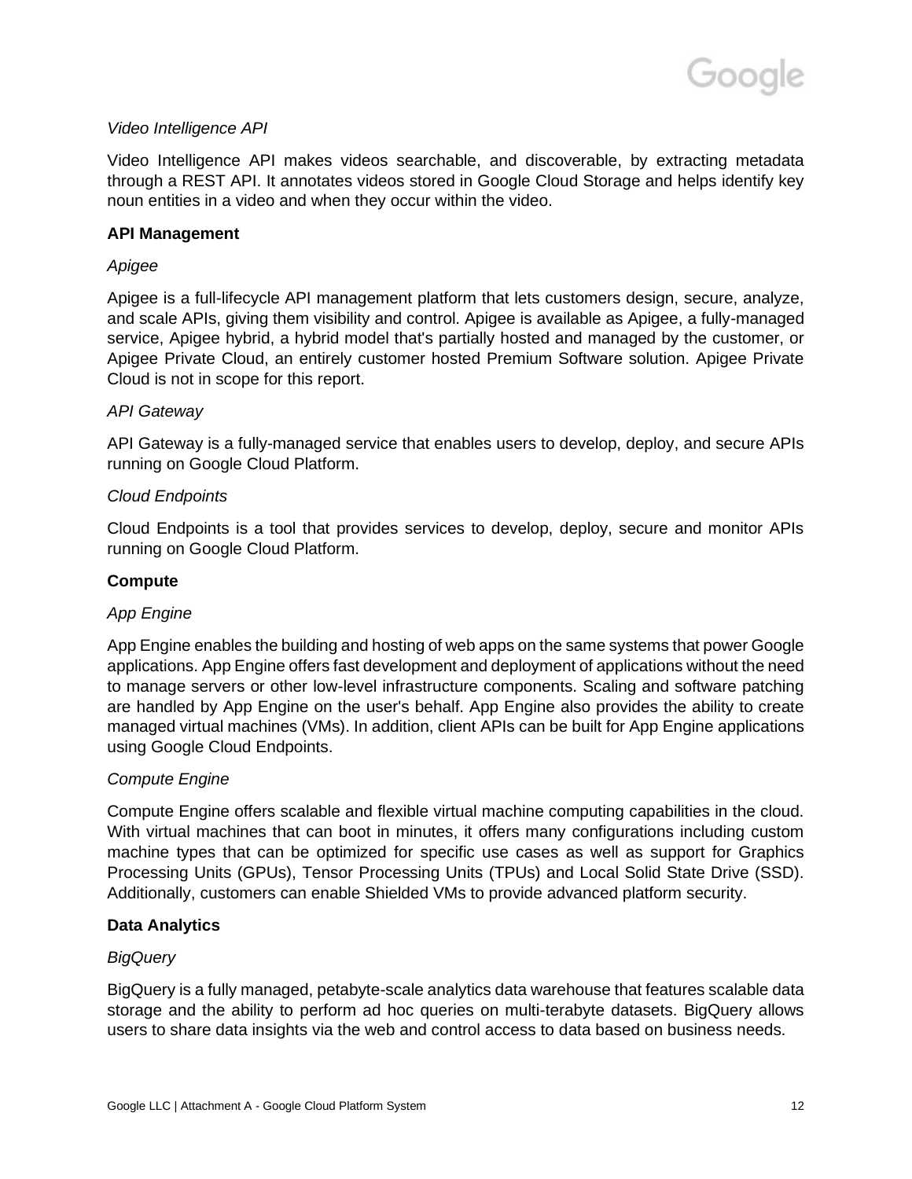*Video Intelligence API*

Video Intelligence API makes videos searchable, and discoverable, by extracting metadata through a REST API. It annotates videos stored in Google Cloud Storage and helps identify key noun entities in a video and when they occur within the video.

**API Management**

*Apigee*

Apigee is a full-lifecycle API management platform that lets customers design, secure, analyze, and scale APIs, giving them visibility and control. Apigee is available as Apigee, a fully-managed service, Apigee hybrid, a hybrid model that's partially hosted and managed by the customer, or Apigee Private Cloud, an entirely customer hosted Premium Software solution. Apigee Private Cloud is not in scope for this report.

*API Gateway*

API Gateway is a fully-managed service that enables users to develop, deploy, and secure APIs running on Google Cloud Platform.

*Cloud Endpoints*

Cloud Endpoints is a tool that provides services to develop, deploy, secure and monitor APIs running on Google Cloud Platform.

**Compute**

*App Engine*

App Engine enables the building and hosting of web apps on the same systems that power Google applications. App Engine offers fast development and deployment of applications without the need to manage servers or other low-level infrastructure components. Scaling and software patching are handled by App Engine on the user's behalf. App Engine also provides the ability to create managed virtual machines (VMs). In addition, client APIs can be built for App Engine applications using Google Cloud Endpoints.

*Compute Engine*

Compute Engine offers scalable and flexible virtual machine computing capabilities in the cloud. With virtual machines that can boot in minutes, it offers many configurations including custom machine types that can be optimized for specific use cases as well as support for Graphics Processing Units (GPUs), Tensor Processing Units (TPUs) and Local Solid State Drive (SSD). Additionally, customers can enable Shielded VMs to provide advanced platform security.

**Data Analytics**

*BigQuery*

BigQuery is a fully managed, petabyte-scale analytics data warehouse that features scalable data storage and the ability to perform ad hoc queries on multi-terabyte datasets. BigQuery allows users to share data insights via the web and control access to data based on business needs.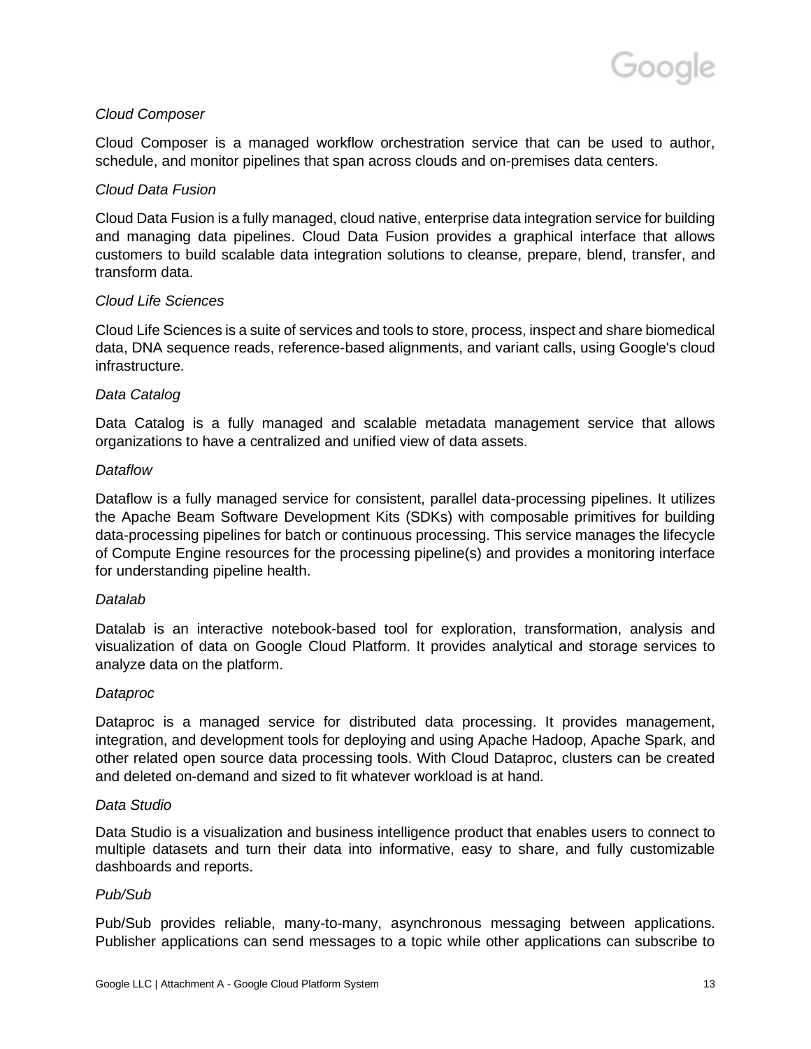*Cloud Composer*

Cloud Composer is a managed workflow orchestration service that can be used to author, schedule, and monitor pipelines that span across clouds and on-premises data centers.

*Cloud Data Fusion*

Cloud Data Fusion is a fully managed, cloud native, enterprise data integration service for building and managing data pipelines. Cloud Data Fusion provides a graphical interface that allows customers to build scalable data integration solutions to cleanse, prepare, blend, transfer, and transform data.

*Cloud Life Sciences*

Cloud Life Sciences is a suite of services and tools to store, process, inspect and share biomedical data, DNA sequence reads, reference-based alignments, and variant calls, using Google's cloud infrastructure.

*Data Catalog*

Data Catalog is a fully managed and scalable metadata management service that allows organizations to have a centralized and unified view of data assets.

*Dataflow*

Dataflow is a fully managed service for consistent, parallel data-processing pipelines. It utilizes the Apache Beam Software Development Kits (SDKs) with composable primitives for building data-processing pipelines for batch or continuous processing. This service manages the lifecycle of Compute Engine resources for the processing pipeline(s) and provides a monitoring interface for understanding pipeline health.

*Datalab*

Datalab is an interactive notebook-based tool for exploration, transformation, analysis and visualization of data on Google Cloud Platform. It provides analytical and storage services to analyze data on the platform.

*Dataproc*

Dataproc is a managed service for distributed data processing. It provides management, integration, and development tools for deploying and using Apache Hadoop, Apache Spark, and other related open source data processing tools. With Cloud Dataproc, clusters can be created and deleted on-demand and sized to fit whatever workload is at hand.

*Data Studio*

Data Studio is a visualization and business intelligence product that enables users to connect to multiple datasets and turn their data into informative, easy to share, and fully customizable dashboards and reports.

*Pub/Sub*

Pub/Sub provides reliable, many-to-many, asynchronous messaging between applications. Publisher applications can send messages to a topic while other applications can subscribe to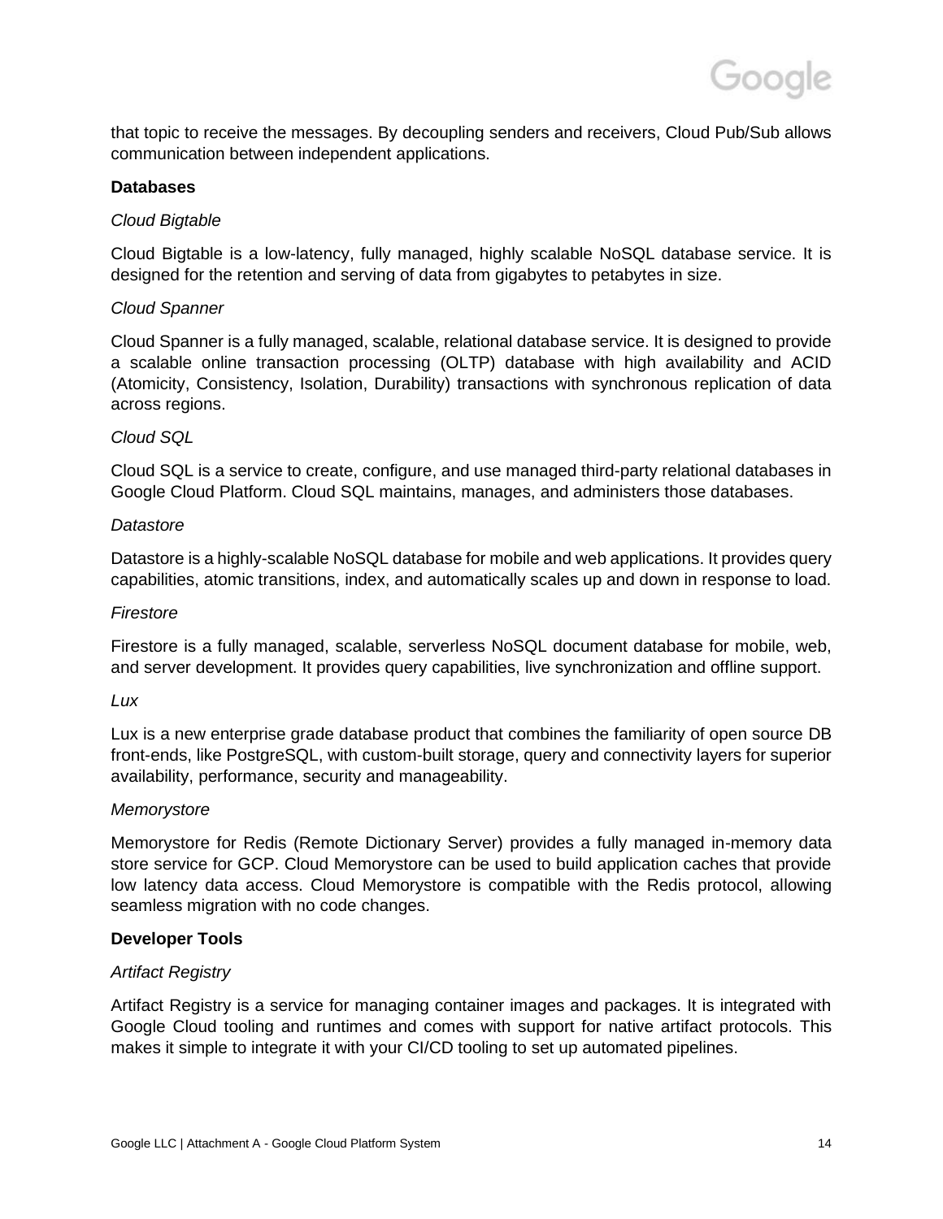that topic to receive the messages. By decoupling senders and receivers, Cloud Pub/Sub allows communication between independent applications.

**Databases**

*Cloud Bigtable*

Cloud Bigtable is a low-latency, fully managed, highly scalable NoSQL database service. It is designed for the retention and serving of data from gigabytes to petabytes in size.

*Cloud Spanner*

Cloud Spanner is a fully managed, scalable, relational database service. It is designed to provide a scalable online transaction processing (OLTP) database with high availability and ACID (Atomicity, Consistency, Isolation, Durability) transactions with synchronous replication of data across regions.

*Cloud SQL*

Cloud SQL is a service to create, configure, and use managed third-party relational databases in Google Cloud Platform. Cloud SQL maintains, manages, and administers those databases.

*Datastore*

Datastore is a highly-scalable NoSQL database for mobile and web applications. It provides query capabilities, atomic transitions, index, and automatically scales up and down in response to load.

*Firestore*

Firestore is a fully managed, scalable, serverless NoSQL document database for mobile, web, and server development. It provides query capabilities, live synchronization and offline support.

*Lux*

Lux is a new enterprise grade database product that combines the familiarity of open source DB front-ends, like PostgreSQL, with custom-built storage, query and connectivity layers for superior availability, performance, security and manageability.

*Memorystore*

Memorystore for Redis (Remote Dictionary Server) provides a fully managed in-memory data store service for GCP. Cloud Memorystore can be used to build application caches that provide low latency data access. Cloud Memorystore is compatible with the Redis protocol, allowing seamless migration with no code changes.

**Developer Tools**

*Artifact Registry*

Artifact Registry is a service for managing container images and packages. It is integrated with Google Cloud tooling and runtimes and comes with support for native artifact protocols. This makes it simple to integrate it with your CI/CD tooling to set up automated pipelines.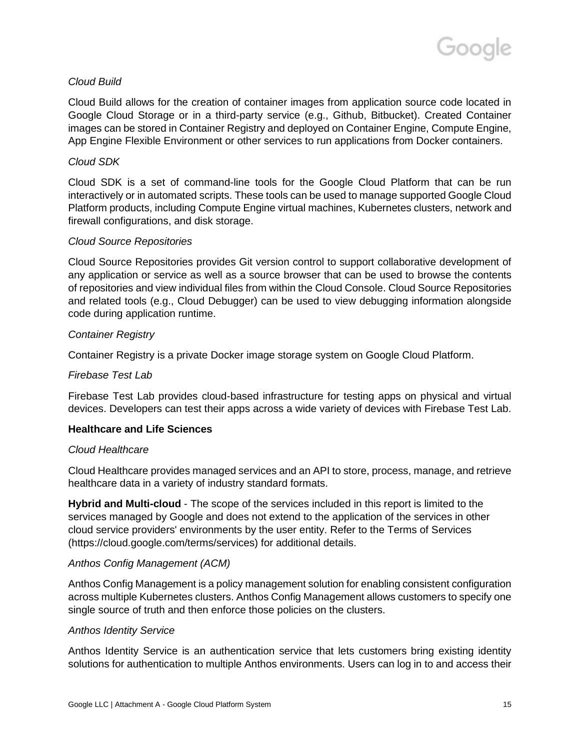*Cloud Build*

Cloud Build allows for the creation of container images from application source code located in Google Cloud Storage or in a third-party service (e.g., Github, Bitbucket). Created Container images can be stored in Container Registry and deployed on Container Engine, Compute Engine, App Engine Flexible Environment or other services to run applications from Docker containers.

*Cloud SDK*

Cloud SDK is a set of command-line tools for the Google Cloud Platform that can be run interactively or in automated scripts. These tools can be used to manage supported Google Cloud Platform products, including Compute Engine virtual machines, Kubernetes clusters, network and firewall configurations, and disk storage.

*Cloud Source Repositories*

Cloud Source Repositories provides Git version control to support collaborative development of any application or service as well as a source browser that can be used to browse the contents of repositories and view individual files from within the Cloud Console. Cloud Source Repositories and related tools (e.g., Cloud Debugger) can be used to view debugging information alongside code during application runtime.

*Container Registry*

Container Registry is a private Docker image storage system on Google Cloud Platform.

*Firebase Test Lab*

Firebase Test Lab provides cloud-based infrastructure for testing apps on physical and virtual devices. Developers can test their apps across a wide variety of devices with Firebase Test Lab.

**Healthcare and Life Sciences**

*Cloud Healthcare*

Cloud Healthcare provides managed services and an API to store, process, manage, and retrieve healthcare data in a variety of industry standard formats.

**Hybrid and Multi-cloud** - The scope of the services included in this report is limited to the services managed by Google and does not extend to the application of the services in other cloud service providers' environments by the user entity. Refer to the Terms of Services (https://cloud.google.com/terms/services) for additional details.

*Anthos Config Management (ACM)*

Anthos Config Management is a policy management solution for enabling consistent configuration across multiple Kubernetes clusters. Anthos Config Management allows customers to specify one single source of truth and then enforce those policies on the clusters.

*Anthos Identity Service*

Anthos Identity Service is an authentication service that lets customers bring existing identity solutions for authentication to multiple Anthos environments. Users can log in to and access their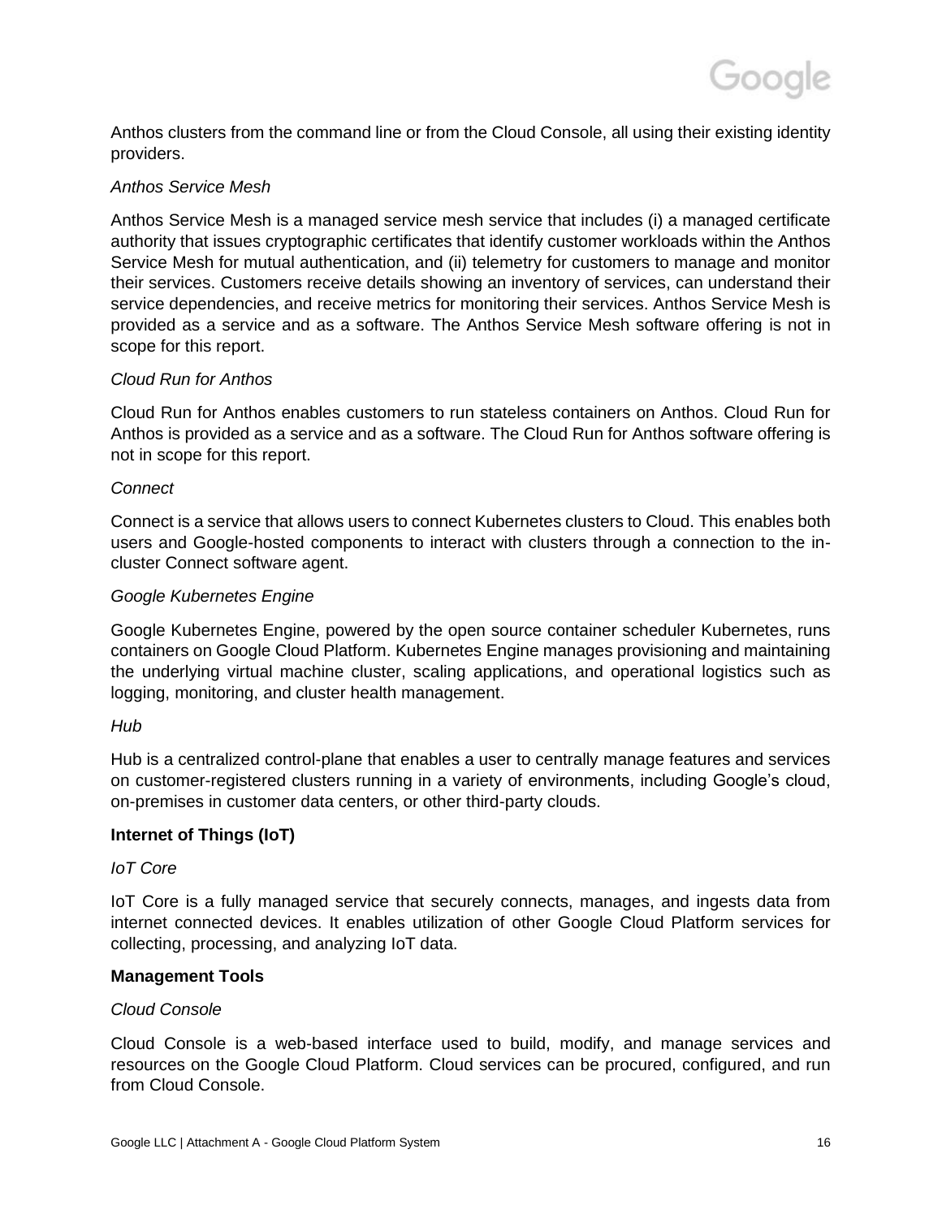Anthos clusters from the command line or from the Cloud Console, all using their existing identity providers.

*Anthos Service Mesh*

Anthos Service Mesh is a managed service mesh service that includes (i) a managed certificate authority that issues cryptographic certificates that identify customer workloads within the Anthos Service Mesh for mutual authentication, and (ii) telemetry for customers to manage and monitor their services. Customers receive details showing an inventory of services, can understand their service dependencies, and receive metrics for monitoring their services. Anthos Service Mesh is provided as a service and as a software. The Anthos Service Mesh software offering is not in scope for this report.

*Cloud Run for Anthos*

Cloud Run for Anthos enables customers to run stateless containers on Anthos. Cloud Run for Anthos is provided as a service and as a software. The Cloud Run for Anthos software offering is not in scope for this report.

*Connect*

Connect is a service that allows users to connect Kubernetes clusters to Cloud. This enables both users and Google-hosted components to interact with clusters through a connection to the in-cluster Connect software agent.

*Google Kubernetes Engine*

Google Kubernetes Engine, powered by the open source container scheduler Kubernetes, runs containers on Google Cloud Platform. Kubernetes Engine manages provisioning and maintaining the underlying virtual machine cluster, scaling applications, and operational logistics such as logging, monitoring, and cluster health management.

*Hub*

Hub is a centralized control-plane that enables a user to centrally manage features and services on customer-registered clusters running in a variety of environments, including Google's cloud, on-premises in customer data centers, or other third-party clouds.

**Internet of Things (IoT)**

*IoT Core*

IoT Core is a fully managed service that securely connects, manages, and ingests data from internet connected devices. It enables utilization of other Google Cloud Platform services for collecting, processing, and analyzing IoT data.

**Management Tools**

*Cloud Console*

Cloud Console is a web-based interface used to build, modify, and manage services and resources on the Google Cloud Platform. Cloud services can be procured, configured, and run from Cloud Console.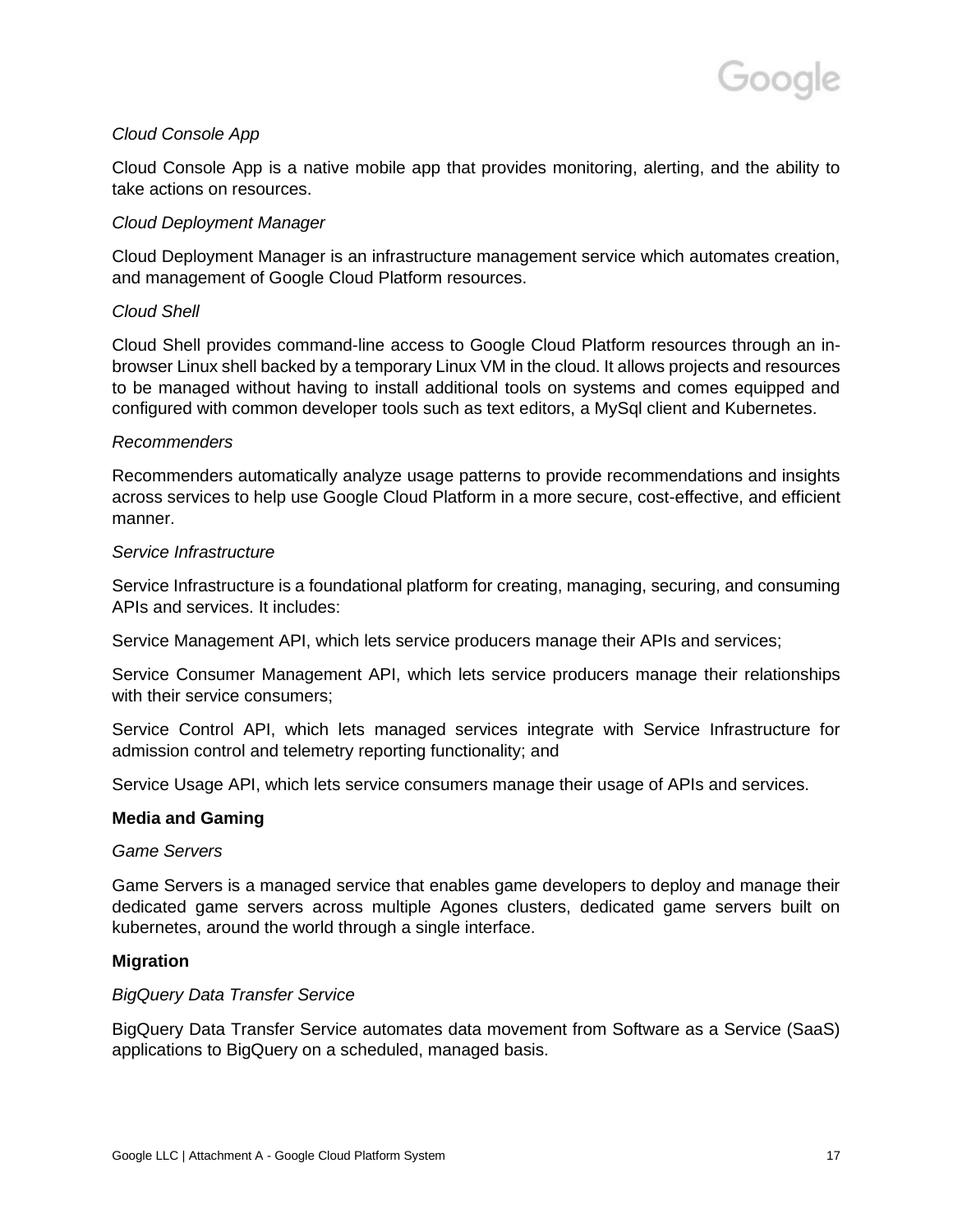*Cloud Console App*

Cloud Console App is a native mobile app that provides monitoring, alerting, and the ability to take actions on resources.

*Cloud Deployment Manager*

Cloud Deployment Manager is an infrastructure management service which automates creation, and management of Google Cloud Platform resources.

*Cloud Shell*

Cloud Shell provides command-line access to Google Cloud Platform resources through an in-browser Linux shell backed by a temporary Linux VM in the cloud. It allows projects and resources to be managed without having to install additional tools on systems and comes equipped and configured with common developer tools such as text editors, a MySql client and Kubernetes.

*Recommenders*

Recommenders automatically analyze usage patterns to provide recommendations and insights across services to help use Google Cloud Platform in a more secure, cost-effective, and efficient manner.

*Service Infrastructure*

Service Infrastructure is a foundational platform for creating, managing, securing, and consuming APIs and services. It includes:

Service Management API, which lets service producers manage their APIs and services;

Service Consumer Management API, which lets service producers manage their relationships with their service consumers;

Service Control API, which lets managed services integrate with Service Infrastructure for admission control and telemetry reporting functionality; and

Service Usage API, which lets service consumers manage their usage of APIs and services.

**Media and Gaming**

*Game Servers*

Game Servers is a managed service that enables game developers to deploy and manage their dedicated game servers across multiple Agones clusters, dedicated game servers built on kubernetes, around the world through a single interface.

**Migration**

*BigQuery Data Transfer Service*

BigQuery Data Transfer Service automates data movement from Software as a Service (SaaS) applications to BigQuery on a scheduled, managed basis.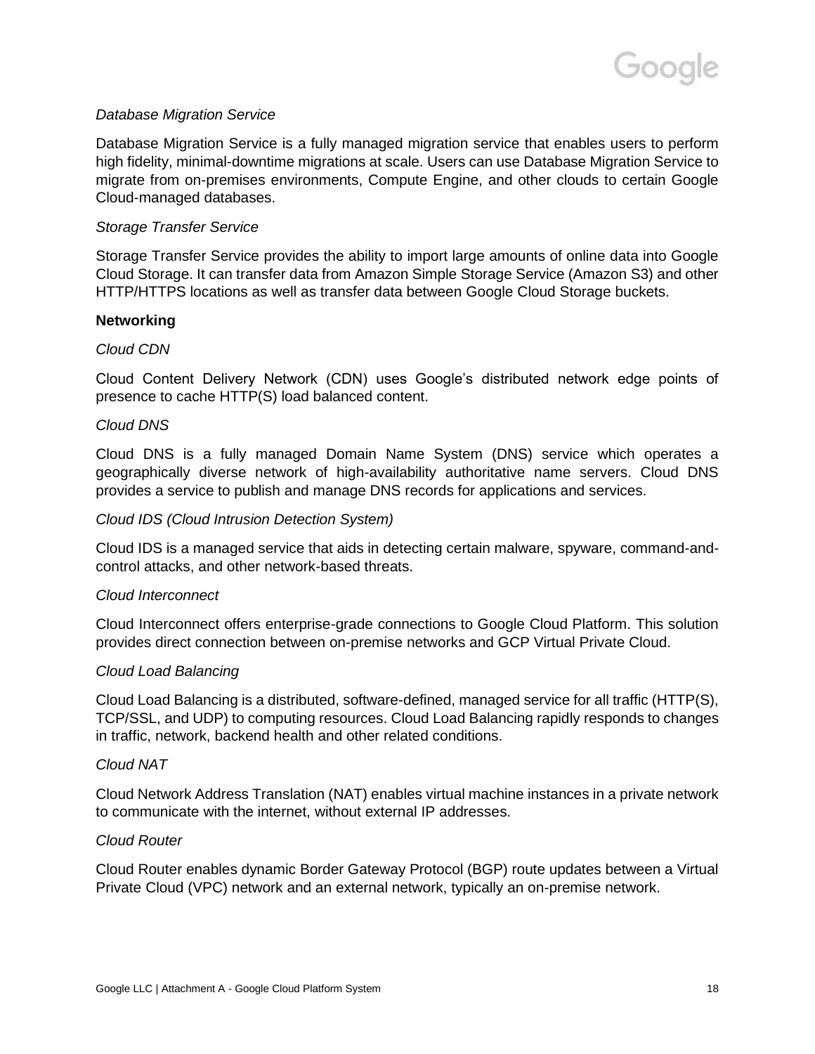*Database Migration Service*

Database Migration Service is a fully managed migration service that enables users to perform high fidelity, minimal-downtime migrations at scale. Users can use Database Migration Service to migrate from on-premises environments, Compute Engine, and other clouds to certain Google Cloud-managed databases.

*Storage Transfer Service*

Storage Transfer Service provides the ability to import large amounts of online data into Google Cloud Storage. It can transfer data from Amazon Simple Storage Service (Amazon S3) and other HTTP/HTTPS locations as well as transfer data between Google Cloud Storage buckets.

**Networking**

*Cloud CDN*

Cloud Content Delivery Network (CDN) uses Google's distributed network edge points of presence to cache HTTP(S) load balanced content.

*Cloud DNS*

Cloud DNS is a fully managed Domain Name System (DNS) service which operates a geographically diverse network of high-availability authoritative name servers. Cloud DNS provides a service to publish and manage DNS records for applications and services.

*Cloud IDS (Cloud Intrusion Detection System)*

Cloud IDS is a managed service that aids in detecting certain malware, spyware, command-and-control attacks, and other network-based threats.

*Cloud Interconnect*

Cloud Interconnect offers enterprise-grade connections to Google Cloud Platform. This solution provides direct connection between on-premise networks and GCP Virtual Private Cloud.

*Cloud Load Balancing*

Cloud Load Balancing is a distributed, software-defined, managed service for all traffic (HTTP(S), TCP/SSL, and UDP) to computing resources. Cloud Load Balancing rapidly responds to changes in traffic, network, backend health and other related conditions.

*Cloud NAT*

Cloud Network Address Translation (NAT) enables virtual machine instances in a private network to communicate with the internet, without external IP addresses.

*Cloud Router*

Cloud Router enables dynamic Border Gateway Protocol (BGP) route updates between a Virtual Private Cloud (VPC) network and an external network, typically an on-premise network.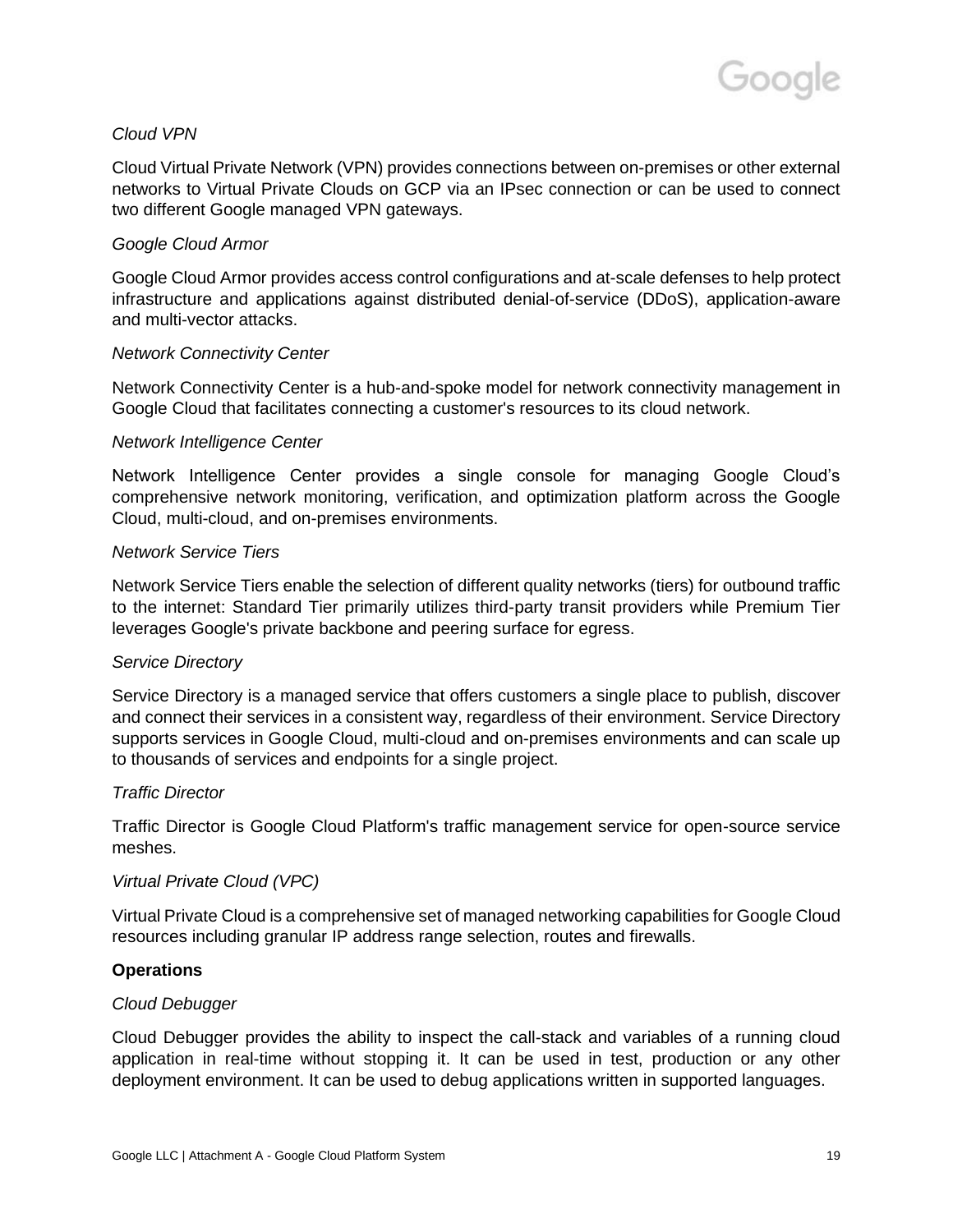*Cloud VPN*

Cloud Virtual Private Network (VPN) provides connections between on-premises or other external networks to Virtual Private Clouds on GCP via an IPsec connection or can be used to connect two different Google managed VPN gateways.

*Google Cloud Armor*

Google Cloud Armor provides access control configurations and at-scale defenses to help protect infrastructure and applications against distributed denial-of-service (DDoS), application-aware and multi-vector attacks.

*Network Connectivity Center*

Network Connectivity Center is a hub-and-spoke model for network connectivity management in Google Cloud that facilitates connecting a customer's resources to its cloud network.

*Network Intelligence Center*

Network Intelligence Center provides a single console for managing Google Cloud's comprehensive network monitoring, verification, and optimization platform across the Google Cloud, multi-cloud, and on-premises environments.

*Network Service Tiers*

Network Service Tiers enable the selection of different quality networks (tiers) for outbound traffic to the internet: Standard Tier primarily utilizes third-party transit providers while Premium Tier leverages Google's private backbone and peering surface for egress.

*Service Directory*

Service Directory is a managed service that offers customers a single place to publish, discover and connect their services in a consistent way, regardless of their environment. Service Directory supports services in Google Cloud, multi-cloud and on-premises environments and can scale up to thousands of services and endpoints for a single project.

*Traffic Director*

Traffic Director is Google Cloud Platform's traffic management service for open-source service meshes.

*Virtual Private Cloud (VPC)*

Virtual Private Cloud is a comprehensive set of managed networking capabilities for Google Cloud resources including granular IP address range selection, routes and firewalls.

**Operations**

*Cloud Debugger*

Cloud Debugger provides the ability to inspect the call-stack and variables of a running cloud application in real-time without stopping it. It can be used in test, production or any other deployment environment. It can be used to debug applications written in supported languages.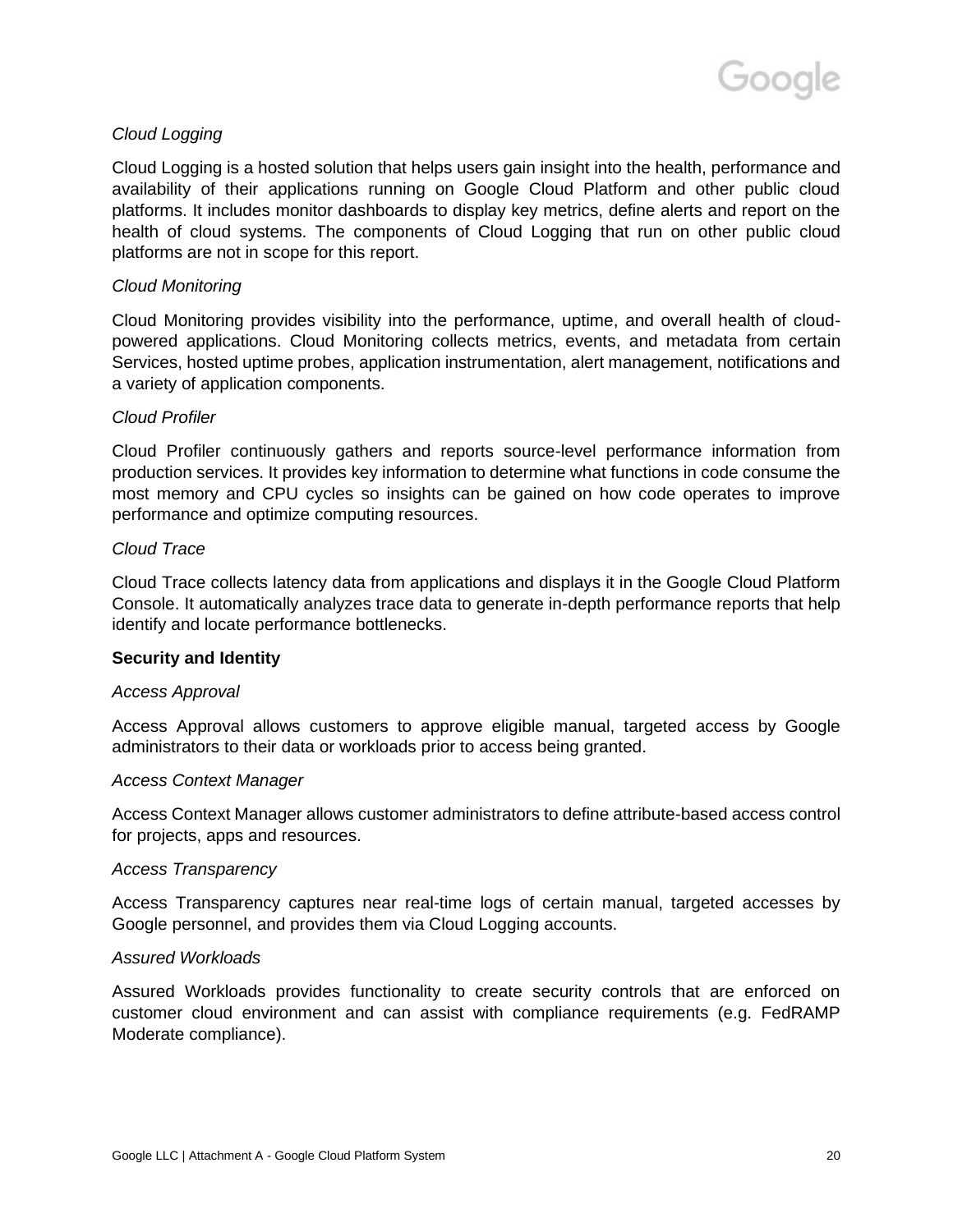*Cloud Logging*

Cloud Logging is a hosted solution that helps users gain insight into the health, performance and availability of their applications running on Google Cloud Platform and other public cloud platforms. It includes monitor dashboards to display key metrics, define alerts and report on the health of cloud systems. The components of Cloud Logging that run on other public cloud platforms are not in scope for this report.

*Cloud Monitoring*

Cloud Monitoring provides visibility into the performance, uptime, and overall health of cloud-powered applications. Cloud Monitoring collects metrics, events, and metadata from certain Services, hosted uptime probes, application instrumentation, alert management, notifications and a variety of application components.

*Cloud Profiler*

Cloud Profiler continuously gathers and reports source-level performance information from production services. It provides key information to determine what functions in code consume the most memory and CPU cycles so insights can be gained on how code operates to improve performance and optimize computing resources.

*Cloud Trace*

Cloud Trace collects latency data from applications and displays it in the Google Cloud Platform Console. It automatically analyzes trace data to generate in-depth performance reports that help identify and locate performance bottlenecks.

**Security and Identity**

*Access Approval*

Access Approval allows customers to approve eligible manual, targeted access by Google administrators to their data or workloads prior to access being granted.

*Access Context Manager*

Access Context Manager allows customer administrators to define attribute-based access control for projects, apps and resources.

*Access Transparency*

Access Transparency captures near real-time logs of certain manual, targeted accesses by Google personnel, and provides them via Cloud Logging accounts.

*Assured Workloads*

Assured Workloads provides functionality to create security controls that are enforced on customer cloud environment and can assist with compliance requirements (e.g. FedRAMP Moderate compliance).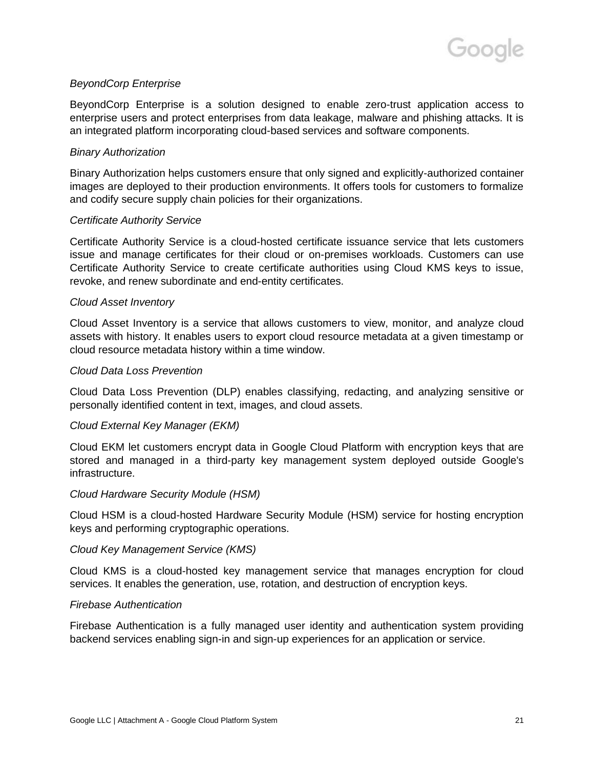*BeyondCorp Enterprise*

BeyondCorp Enterprise is a solution designed to enable zero-trust application access to enterprise users and protect enterprises from data leakage, malware and phishing attacks. It is an integrated platform incorporating cloud-based services and software components.

*Binary Authorization*

Binary Authorization helps customers ensure that only signed and explicitly-authorized container images are deployed to their production environments. It offers tools for customers to formalize and codify secure supply chain policies for their organizations.

*Certificate Authority Service*

Certificate Authority Service is a cloud-hosted certificate issuance service that lets customers issue and manage certificates for their cloud or on-premises workloads. Customers can use Certificate Authority Service to create certificate authorities using Cloud KMS keys to issue, revoke, and renew subordinate and end-entity certificates.

*Cloud Asset Inventory*

Cloud Asset Inventory is a service that allows customers to view, monitor, and analyze cloud assets with history. It enables users to export cloud resource metadata at a given timestamp or cloud resource metadata history within a time window.

*Cloud Data Loss Prevention*

Cloud Data Loss Prevention (DLP) enables classifying, redacting, and analyzing sensitive or personally identified content in text, images, and cloud assets.

*Cloud External Key Manager (EKM)*

Cloud EKM let customers encrypt data in Google Cloud Platform with encryption keys that are stored and managed in a third-party key management system deployed outside Google's infrastructure.

*Cloud Hardware Security Module (HSM)*

Cloud HSM is a cloud-hosted Hardware Security Module (HSM) service for hosting encryption keys and performing cryptographic operations.

*Cloud Key Management Service (KMS)*

Cloud KMS is a cloud-hosted key management service that manages encryption for cloud services. It enables the generation, use, rotation, and destruction of encryption keys.

*Firebase Authentication*

Firebase Authentication is a fully managed user identity and authentication system providing backend services enabling sign-in and sign-up experiences for an application or service.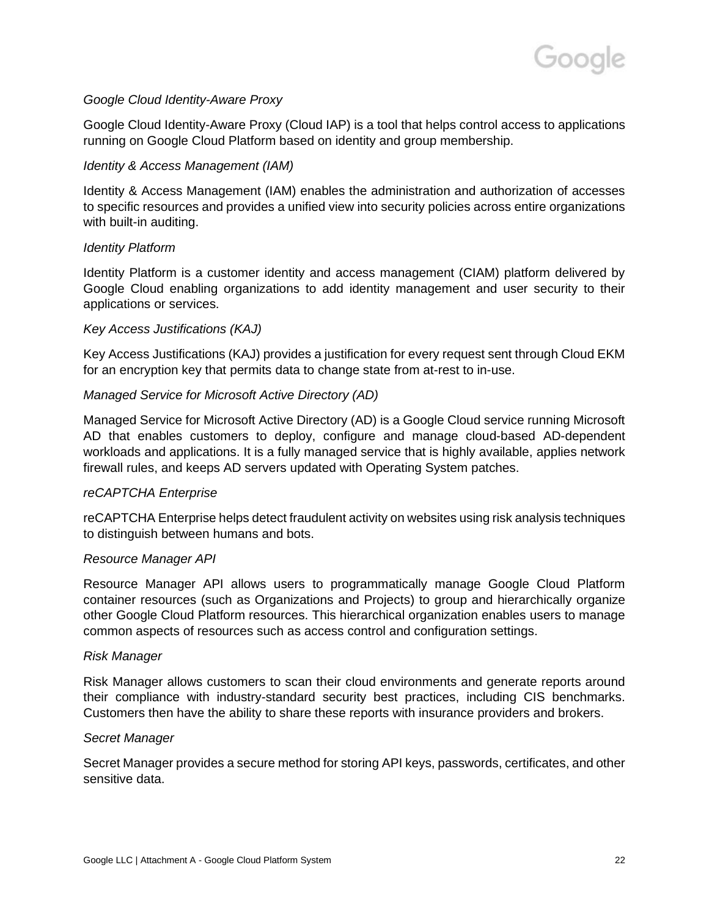*Google Cloud Identity-Aware Proxy*

Google Cloud Identity-Aware Proxy (Cloud IAP) is a tool that helps control access to applications running on Google Cloud Platform based on identity and group membership.

*Identity & Access Management (IAM)*

Identity & Access Management (IAM) enables the administration and authorization of accesses to specific resources and provides a unified view into security policies across entire organizations with built-in auditing.

*Identity Platform*

Identity Platform is a customer identity and access management (CIAM) platform delivered by Google Cloud enabling organizations to add identity management and user security to their applications or services.

*Key Access Justifications (KAJ)*

Key Access Justifications (KAJ) provides a justification for every request sent through Cloud EKM for an encryption key that permits data to change state from at-rest to in-use.

*Managed Service for Microsoft Active Directory (AD)*

Managed Service for Microsoft Active Directory (AD) is a Google Cloud service running Microsoft AD that enables customers to deploy, configure and manage cloud-based AD-dependent workloads and applications. It is a fully managed service that is highly available, applies network firewall rules, and keeps AD servers updated with Operating System patches.

*reCAPTCHA Enterprise*

reCAPTCHA Enterprise helps detect fraudulent activity on websites using risk analysis techniques to distinguish between humans and bots.

*Resource Manager API*

Resource Manager API allows users to programmatically manage Google Cloud Platform container resources (such as Organizations and Projects) to group and hierarchically organize other Google Cloud Platform resources. This hierarchical organization enables users to manage common aspects of resources such as access control and configuration settings.

*Risk Manager*

Risk Manager allows customers to scan their cloud environments and generate reports around their compliance with industry-standard security best practices, including CIS benchmarks. Customers then have the ability to share these reports with insurance providers and brokers.

*Secret Manager*

Secret Manager provides a secure method for storing API keys, passwords, certificates, and other sensitive data.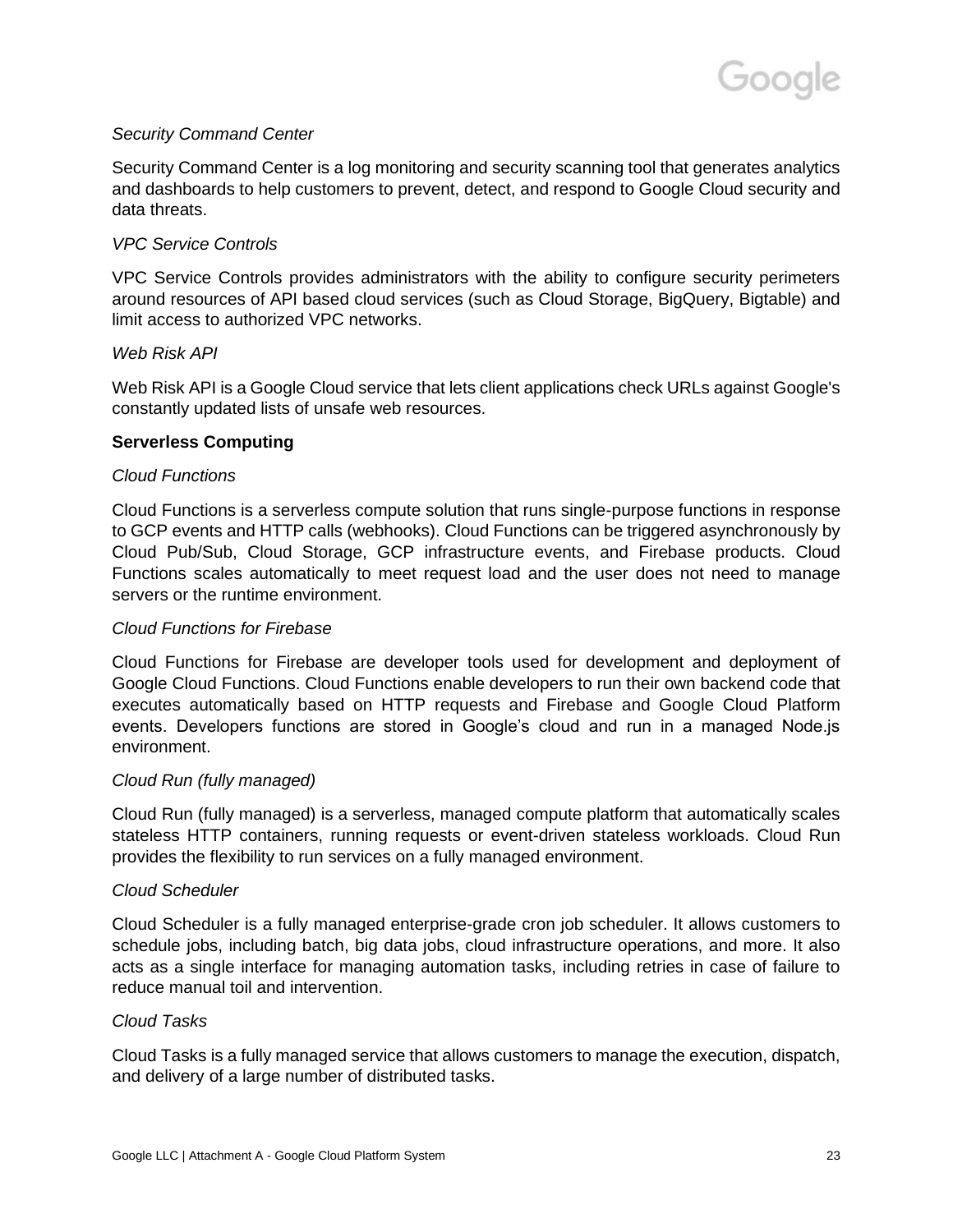*Security Command Center*

Security Command Center is a log monitoring and security scanning tool that generates analytics and dashboards to help customers to prevent, detect, and respond to Google Cloud security and data threats.

*VPC Service Controls*

VPC Service Controls provides administrators with the ability to configure security perimeters around resources of API based cloud services (such as Cloud Storage, BigQuery, Bigtable) and limit access to authorized VPC networks.

*Web Risk API*

Web Risk API is a Google Cloud service that lets client applications check URLs against Google's constantly updated lists of unsafe web resources.

**Serverless Computing**

*Cloud Functions*

Cloud Functions is a serverless compute solution that runs single-purpose functions in response to GCP events and HTTP calls (webhooks). Cloud Functions can be triggered asynchronously by Cloud Pub/Sub, Cloud Storage, GCP infrastructure events, and Firebase products. Cloud Functions scales automatically to meet request load and the user does not need to manage servers or the runtime environment.

*Cloud Functions for Firebase*

Cloud Functions for Firebase are developer tools used for development and deployment of Google Cloud Functions. Cloud Functions enable developers to run their own backend code that executes automatically based on HTTP requests and Firebase and Google Cloud Platform events. Developers functions are stored in Google's cloud and run in a managed Node.js environment.

*Cloud Run (fully managed)*

Cloud Run (fully managed) is a serverless, managed compute platform that automatically scales stateless HTTP containers, running requests or event-driven stateless workloads. Cloud Run provides the flexibility to run services on a fully managed environment.

*Cloud Scheduler*

Cloud Scheduler is a fully managed enterprise-grade cron job scheduler. It allows customers to schedule jobs, including batch, big data jobs, cloud infrastructure operations, and more. It also acts as a single interface for managing automation tasks, including retries in case of failure to reduce manual toil and intervention.

*Cloud Tasks*

Cloud Tasks is a fully managed service that allows customers to manage the execution, dispatch, and delivery of a large number of distributed tasks.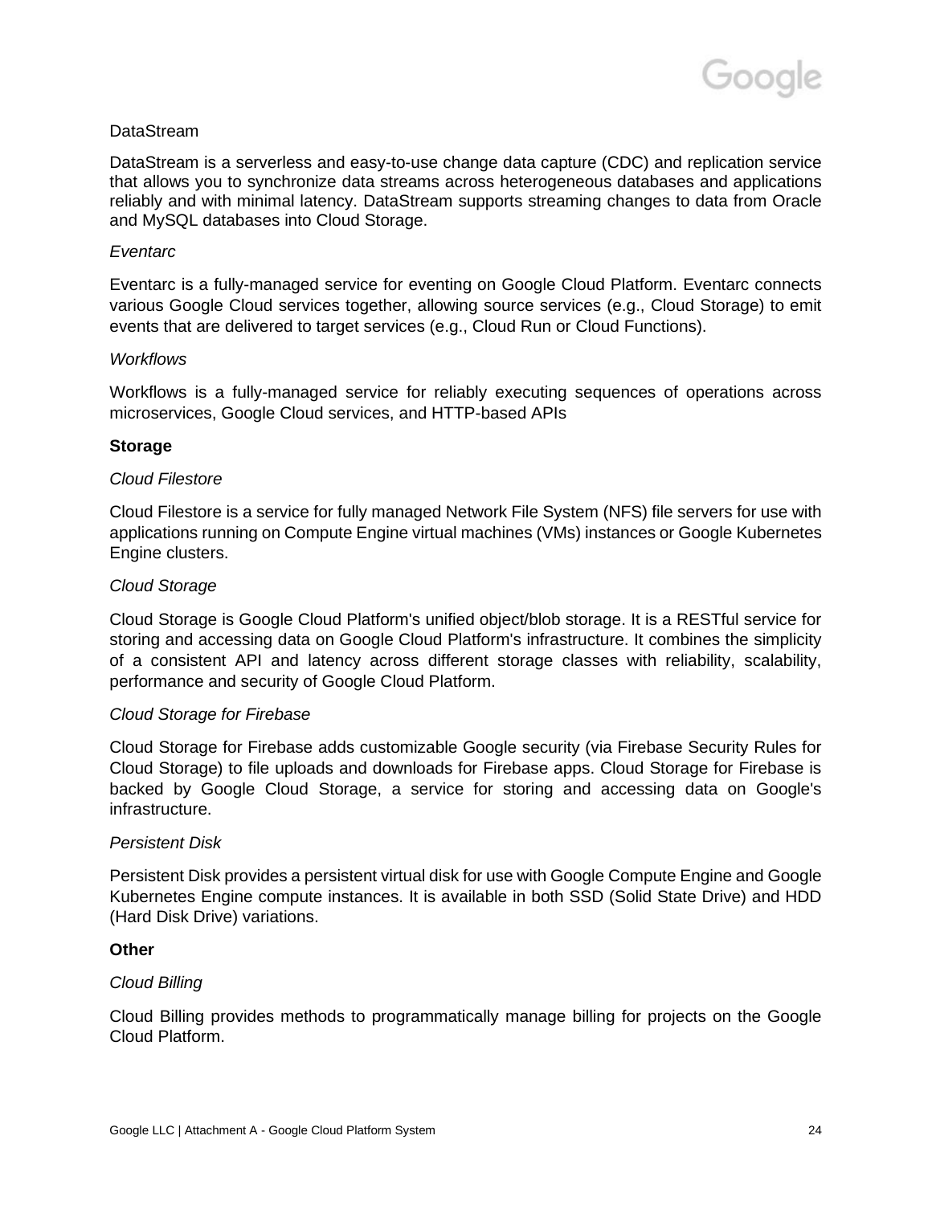DataStream

DataStream is a serverless and easy-to-use change data capture (CDC) and replication service that allows you to synchronize data streams across heterogeneous databases and applications reliably and with minimal latency. DataStream supports streaming changes to data from Oracle and MySQL databases into Cloud Storage.

*Eventarc*

Eventarc is a fully-managed service for eventing on Google Cloud Platform. Eventarc connects various Google Cloud services together, allowing source services (e.g., Cloud Storage) to emit events that are delivered to target services (e.g., Cloud Run or Cloud Functions).

*Workflows*

Workflows is a fully-managed service for reliably executing sequences of operations across microservices, Google Cloud services, and HTTP-based APIs

**Storage**

*Cloud Filestore*

Cloud Filestore is a service for fully managed Network File System (NFS) file servers for use with applications running on Compute Engine virtual machines (VMs) instances or Google Kubernetes Engine clusters.

*Cloud Storage*

Cloud Storage is Google Cloud Platform's unified object/blob storage. It is a RESTful service for storing and accessing data on Google Cloud Platform's infrastructure. It combines the simplicity of a consistent API and latency across different storage classes with reliability, scalability, performance and security of Google Cloud Platform.

*Cloud Storage for Firebase*

Cloud Storage for Firebase adds customizable Google security (via Firebase Security Rules for Cloud Storage) to file uploads and downloads for Firebase apps. Cloud Storage for Firebase is backed by Google Cloud Storage, a service for storing and accessing data on Google's infrastructure.

*Persistent Disk*

Persistent Disk provides a persistent virtual disk for use with Google Compute Engine and Google Kubernetes Engine compute instances. It is available in both SSD (Solid State Drive) and HDD (Hard Disk Drive) variations.

**Other**

*Cloud Billing*

Cloud Billing provides methods to programmatically manage billing for projects on the Google Cloud Platform.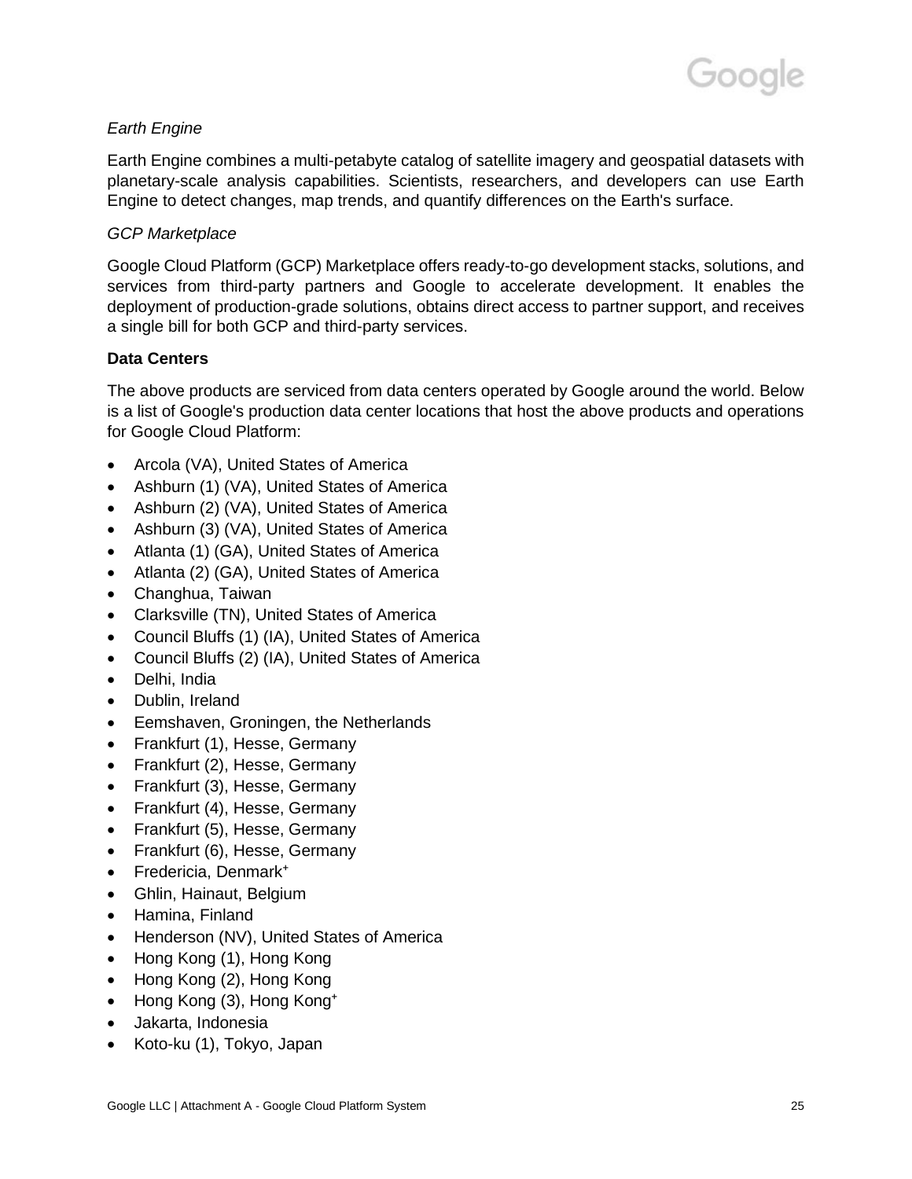*Earth Engine*

Earth Engine combines a multi-petabyte catalog of satellite imagery and geospatial datasets with planetary-scale analysis capabilities. Scientists, researchers, and developers can use Earth Engine to detect changes, map trends, and quantify differences on the Earth's surface.

*GCP Marketplace*

Google Cloud Platform (GCP) Marketplace offers ready-to-go development stacks, solutions, and services from third-party partners and Google to accelerate development. It enables the deployment of production-grade solutions, obtains direct access to partner support, and receives a single bill for both GCP and third-party services.

**Data Centers**

The above products are serviced from data centers operated by Google around the world. Below is a list of Google's production data center locations that host the above products and operations for Google Cloud Platform:

- Arcola (VA), United States of America
- Ashburn (1) (VA), United States of America
- Ashburn (2) (VA), United States of America
- Ashburn (3) (VA), United States of America
- Atlanta (1) (GA), United States of America
- Atlanta (2) (GA), United States of America
- Changhua, Taiwan
- Clarksville (TN), United States of America
- Council Bluffs (1) (IA), United States of America
- Council Bluffs (2) (IA), United States of America
- Delhi, India
- Dublin, Ireland
- Eemshaven, Groningen, the Netherlands
- Frankfurt (1), Hesse, Germany
- Frankfurt (2), Hesse, Germany
- Frankfurt (3), Hesse, Germany
- Frankfurt (4), Hesse, Germany
- Frankfurt (5), Hesse, Germany
- Frankfurt (6), Hesse, Germany
- Fredericia, Denmark[+]
- Ghlin, Hainaut, Belgium
- Hamina, Finland
- Henderson (NV), United States of America
- Hong Kong (1), Hong Kong
- Hong Kong (2), Hong Kong
- Hong Kong (3), Hong Kong[+]
- Jakarta, Indonesia
- Koto-ku (1), Tokyo, Japan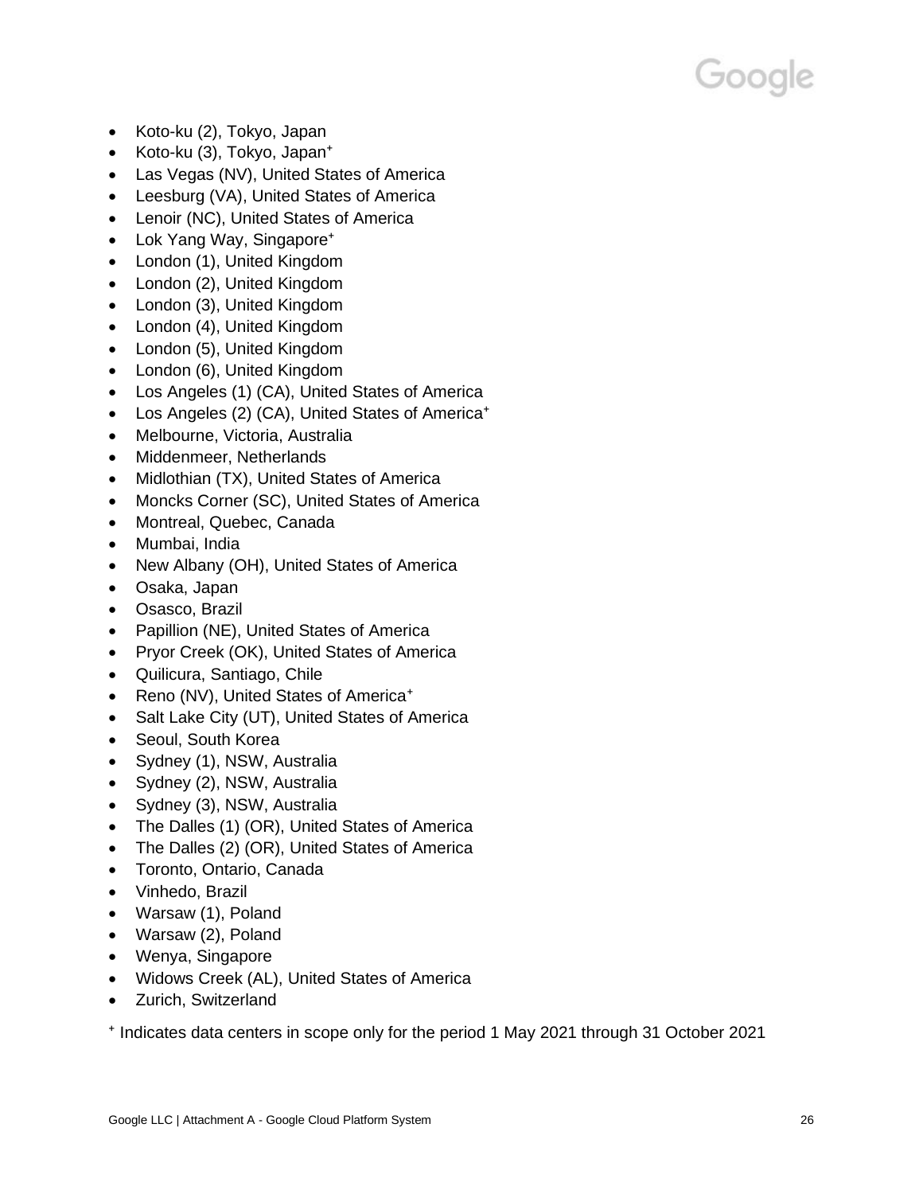- Koto-ku (2), Tokyo, Japan
- Koto-ku (3), Tokyo, Japan⁺
- Las Vegas (NV), United States of America
- Leesburg (VA), United States of America
- Lenoir (NC), United States of America
- Lok Yang Way, Singapore⁺
- London (1), United Kingdom
- London (2), United Kingdom
- London (3), United Kingdom
- London (4), United Kingdom
- London (5), United Kingdom
- London (6), United Kingdom
- Los Angeles (1) (CA), United States of America
- Los Angeles (2) (CA), United States of America⁺
- Melbourne, Victoria, Australia
- Middenmeer, Netherlands
- Midlothian (TX), United States of America
- Moncks Corner (SC), United States of America
- Montreal, Quebec, Canada
- Mumbai, India
- New Albany (OH), United States of America
- Osaka, Japan
- Osasco, Brazil
- Papillion (NE), United States of America
- Pryor Creek (OK), United States of America
- Quilicura, Santiago, Chile
- Reno (NV), United States of America⁺
- Salt Lake City (UT), United States of America
- Seoul, South Korea
- Sydney (1), NSW, Australia
- Sydney (2), NSW, Australia
- Sydney (3), NSW, Australia
- The Dalles (1) (OR), United States of America
- The Dalles (2) (OR), United States of America
- Toronto, Ontario, Canada
- Vinhedo, Brazil
- Warsaw (1), Poland
- Warsaw (2), Poland
- Wenya, Singapore
- Widows Creek (AL), United States of America
- Zurich, Switzerland

⁺ Indicates data centers in scope only for the period 1 May 2021 through 31 October 2021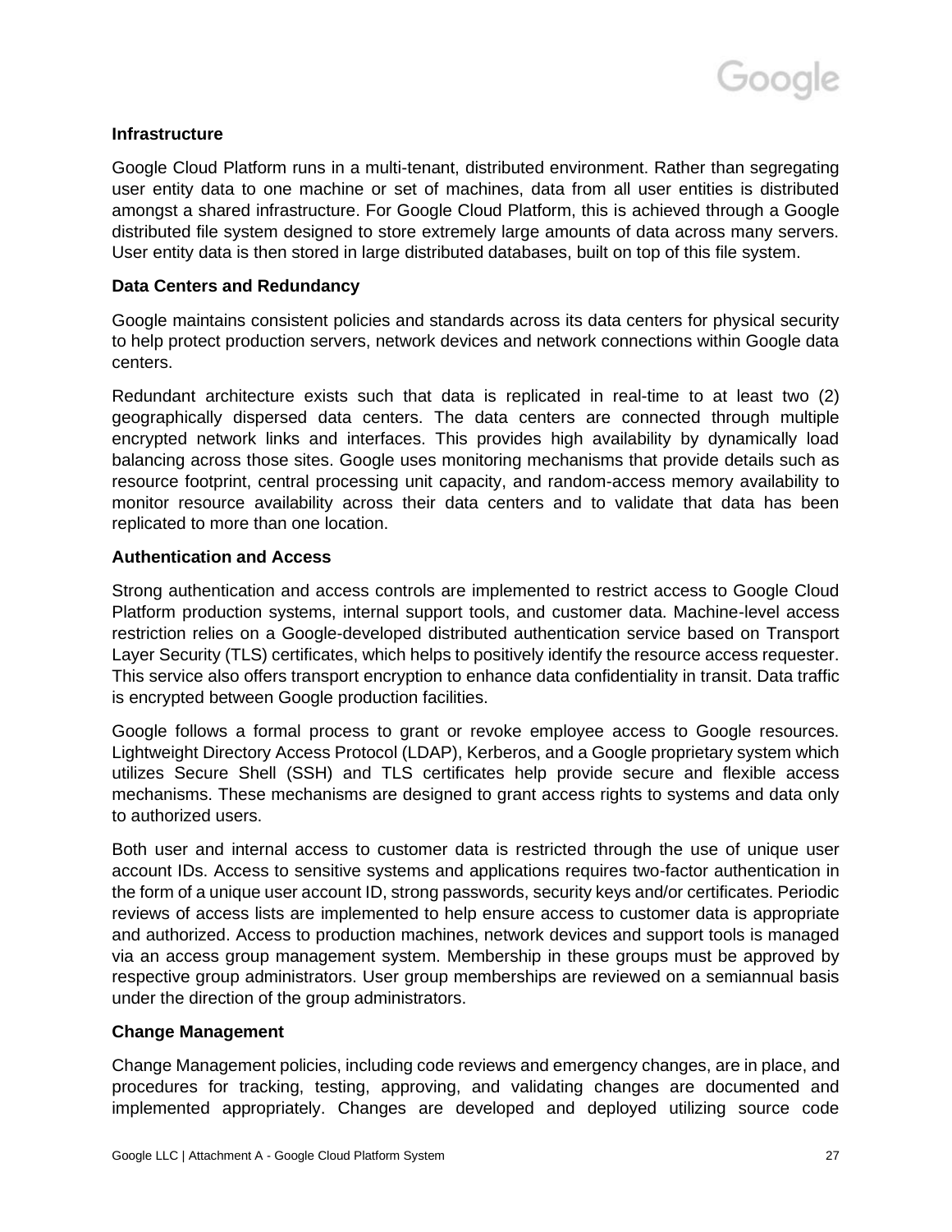**Infrastructure**

Google Cloud Platform runs in a multi-tenant, distributed environment. Rather than segregating user entity data to one machine or set of machines, data from all user entities is distributed amongst a shared infrastructure. For Google Cloud Platform, this is achieved through a Google distributed file system designed to store extremely large amounts of data across many servers. User entity data is then stored in large distributed databases, built on top of this file system.

**Data Centers and Redundancy**

Google maintains consistent policies and standards across its data centers for physical security to help protect production servers, network devices and network connections within Google data centers.

Redundant architecture exists such that data is replicated in real-time to at least two (2) geographically dispersed data centers. The data centers are connected through multiple encrypted network links and interfaces. This provides high availability by dynamically load balancing across those sites. Google uses monitoring mechanisms that provide details such as resource footprint, central processing unit capacity, and random-access memory availability to monitor resource availability across their data centers and to validate that data has been replicated to more than one location.

**Authentication and Access**

Strong authentication and access controls are implemented to restrict access to Google Cloud Platform production systems, internal support tools, and customer data. Machine-level access restriction relies on a Google-developed distributed authentication service based on Transport Layer Security (TLS) certificates, which helps to positively identify the resource access requester. This service also offers transport encryption to enhance data confidentiality in transit. Data traffic is encrypted between Google production facilities.

Google follows a formal process to grant or revoke employee access to Google resources. Lightweight Directory Access Protocol (LDAP), Kerberos, and a Google proprietary system which utilizes Secure Shell (SSH) and TLS certificates help provide secure and flexible access mechanisms. These mechanisms are designed to grant access rights to systems and data only to authorized users.

Both user and internal access to customer data is restricted through the use of unique user account IDs. Access to sensitive systems and applications requires two-factor authentication in the form of a unique user account ID, strong passwords, security keys and/or certificates. Periodic reviews of access lists are implemented to help ensure access to customer data is appropriate and authorized. Access to production machines, network devices and support tools is managed via an access group management system. Membership in these groups must be approved by respective group administrators. User group memberships are reviewed on a semiannual basis under the direction of the group administrators.

**Change Management**

Change Management policies, including code reviews and emergency changes, are in place, and procedures for tracking, testing, approving, and validating changes are documented and implemented appropriately. Changes are developed and deployed utilizing source code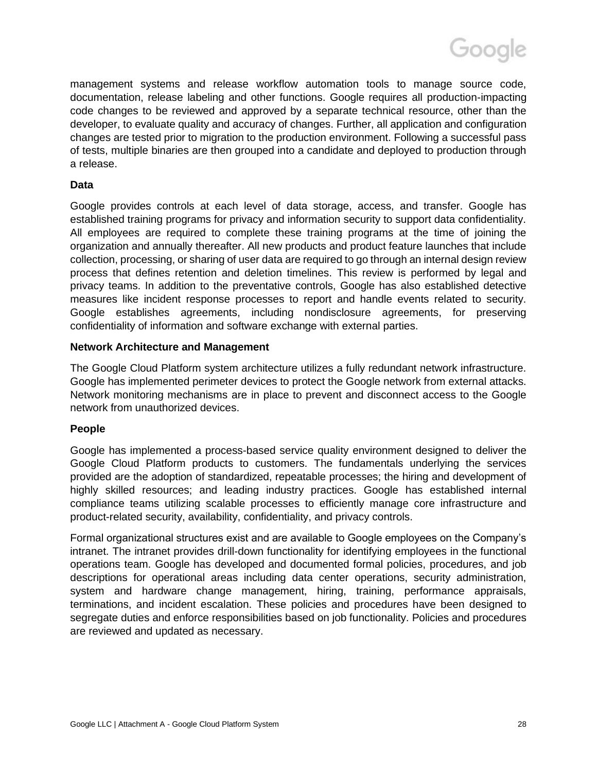management systems and release workflow automation tools to manage source code, documentation, release labeling and other functions. Google requires all production-impacting code changes to be reviewed and approved by a separate technical resource, other than the developer, to evaluate quality and accuracy of changes. Further, all application and configuration changes are tested prior to migration to the production environment. Following a successful pass of tests, multiple binaries are then grouped into a candidate and deployed to production through a release.

**Data**

Google provides controls at each level of data storage, access, and transfer. Google has established training programs for privacy and information security to support data confidentiality. All employees are required to complete these training programs at the time of joining the organization and annually thereafter. All new products and product feature launches that include collection, processing, or sharing of user data are required to go through an internal design review process that defines retention and deletion timelines. This review is performed by legal and privacy teams. In addition to the preventative controls, Google has also established detective measures like incident response processes to report and handle events related to security. Google establishes agreements, including nondisclosure agreements, for preserving confidentiality of information and software exchange with external parties.

**Network Architecture and Management**

The Google Cloud Platform system architecture utilizes a fully redundant network infrastructure. Google has implemented perimeter devices to protect the Google network from external attacks. Network monitoring mechanisms are in place to prevent and disconnect access to the Google network from unauthorized devices.

**People**

Google has implemented a process-based service quality environment designed to deliver the Google Cloud Platform products to customers. The fundamentals underlying the services provided are the adoption of standardized, repeatable processes; the hiring and development of highly skilled resources; and leading industry practices. Google has established internal compliance teams utilizing scalable processes to efficiently manage core infrastructure and product-related security, availability, confidentiality, and privacy controls.

Formal organizational structures exist and are available to Google employees on the Company's intranet. The intranet provides drill-down functionality for identifying employees in the functional operations team. Google has developed and documented formal policies, procedures, and job descriptions for operational areas including data center operations, security administration, system and hardware change management, hiring, training, performance appraisals, terminations, and incident escalation. These policies and procedures have been designed to segregate duties and enforce responsibilities based on job functionality. Policies and procedures are reviewed and updated as necessary.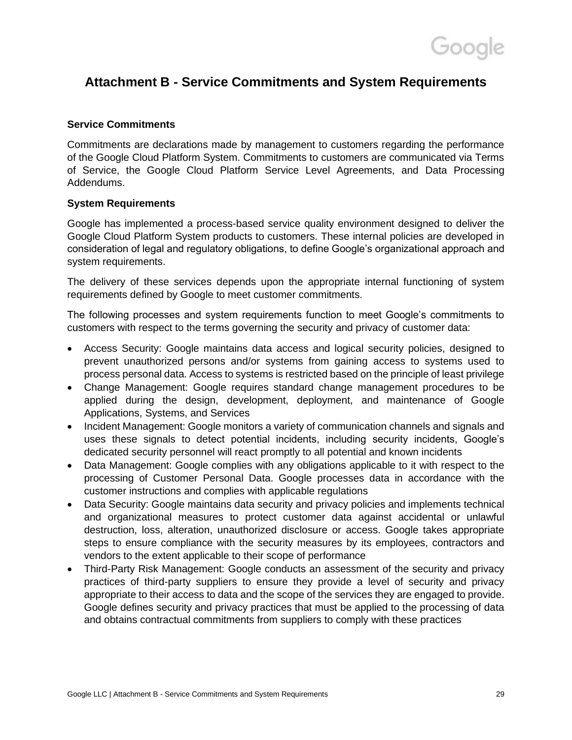# Attachment B - Service Commitments and System Requirements

### Service Commitments

Commitments are declarations made by management to customers regarding the performance of the Google Cloud Platform System. Commitments to customers are communicated via Terms of Service, the Google Cloud Platform Service Level Agreements, and Data Processing Addendums.

### System Requirements

Google has implemented a process-based service quality environment designed to deliver the Google Cloud Platform System products to customers. These internal policies are developed in consideration of legal and regulatory obligations, to define Google's organizational approach and system requirements.

The delivery of these services depends upon the appropriate internal functioning of system requirements defined by Google to meet customer commitments.

The following processes and system requirements function to meet Google's commitments to customers with respect to the terms governing the security and privacy of customer data:

- Access Security: Google maintains data access and logical security policies, designed to prevent unauthorized persons and/or systems from gaining access to systems used to process personal data. Access to systems is restricted based on the principle of least privilege
- Change Management: Google requires standard change management procedures to be applied during the design, development, deployment, and maintenance of Google Applications, Systems, and Services
- Incident Management: Google monitors a variety of communication channels and signals and uses these signals to detect potential incidents, including security incidents, Google's dedicated security personnel will react promptly to all potential and known incidents
- Data Management: Google complies with any obligations applicable to it with respect to the processing of Customer Personal Data. Google processes data in accordance with the customer instructions and complies with applicable regulations
- Data Security: Google maintains data security and privacy policies and implements technical and organizational measures to protect customer data against accidental or unlawful destruction, loss, alteration, unauthorized disclosure or access. Google takes appropriate steps to ensure compliance with the security measures by its employees, contractors and vendors to the extent applicable to their scope of performance
- Third-Party Risk Management: Google conducts an assessment of the security and privacy practices of third-party suppliers to ensure they provide a level of security and privacy appropriate to their access to data and the scope of the services they are engaged to provide. Google defines security and privacy practices that must be applied to the processing of data and obtains contractual commitments from suppliers to comply with these practices